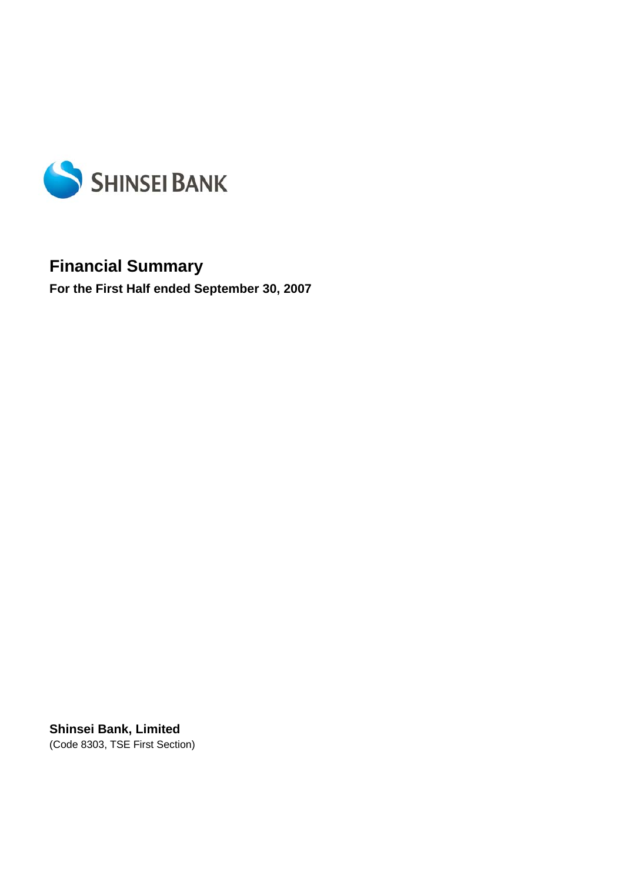SHINSEI BANK

# Financial Summary

**For the First Half ended September 30, 2007**

**Shinsei Bank, Limited**
(Code 8303, TSE First Section)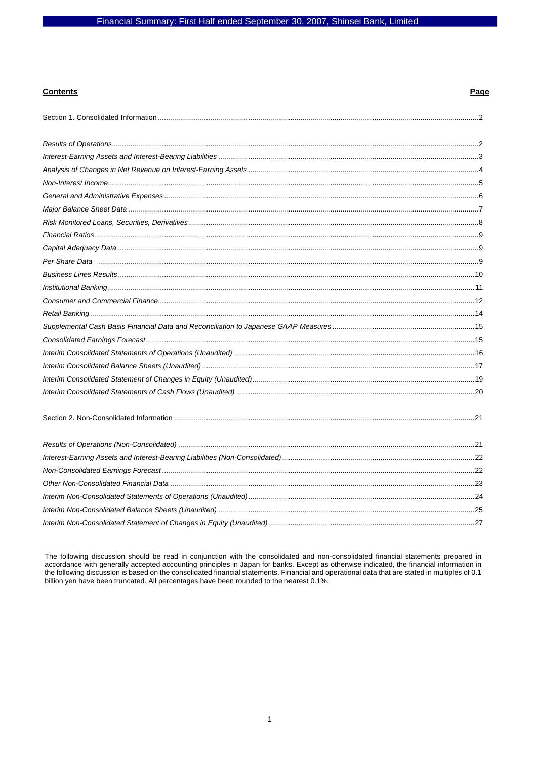Financial Summary: First Half ended September 30, 2007, Shinsei Bank, Limited

| **Contents** | **Page** |
|---|---|
| Section 1. Consolidated Information | 2 |
| *Results of Operations* | 2 |
| *Interest-Earning Assets and Interest-Bearing Liabilities* | 3 |
| *Analysis of Changes in Net Revenue on Interest-Earning Assets* | 4 |
| *Non-Interest Income* | 5 |
| *General and Administrative Expenses* | 6 |
| *Major Balance Sheet Data* | 7 |
| *Risk Monitored Loans, Securities, Derivatives* | 8 |
| *Financial Ratios* | 9 |
| *Capital Adequacy Data* | 9 |
| *Per Share Data* | 9 |
| *Business Lines Results* | 10 |
| *Institutional Banking* | 11 |
| *Consumer and Commercial Finance* | 12 |
| *Retail Banking* | 14 |
| *Supplemental Cash Basis Financial Data and Reconciliation to Japanese GAAP Measures* | 15 |
| *Consolidated Earnings Forecast* | 15 |
| *Interim Consolidated Statements of Operations (Unaudited)* | 16 |
| *Interim Consolidated Balance Sheets (Unaudited)* | 17 |
| *Interim Consolidated Statement of Changes in Equity (Unaudited)* | 19 |
| *Interim Consolidated Statements of Cash Flows (Unaudited)* | 20 |
| Section 2. Non-Consolidated Information | 21 |
| *Results of Operations (Non-Consolidated)* | 21 |
| *Interest-Earning Assets and Interest-Bearing Liabilities (Non-Consolidated)* | 22 |
| *Non-Consolidated Earnings Forecast* | 22 |
| *Other Non-Consolidated Financial Data* | 23 |
| *Interim Non-Consolidated Statements of Operations (Unaudited)* | 24 |
| *Interim Non-Consolidated Balance Sheets (Unaudited)* | 25 |
| *Interim Non-Consolidated Statement of Changes in Equity (Unaudited)* | 27 |

The following discussion should be read in conjunction with the consolidated and non-consolidated financial statements prepared in accordance with generally accepted accounting principles in Japan for banks. Except as otherwise indicated, the financial information in the following discussion is based on the consolidated financial statements. Financial and operational data that are stated in multiples of 0.1 billion yen have been truncated. All percentages have been rounded to the nearest 0.1%.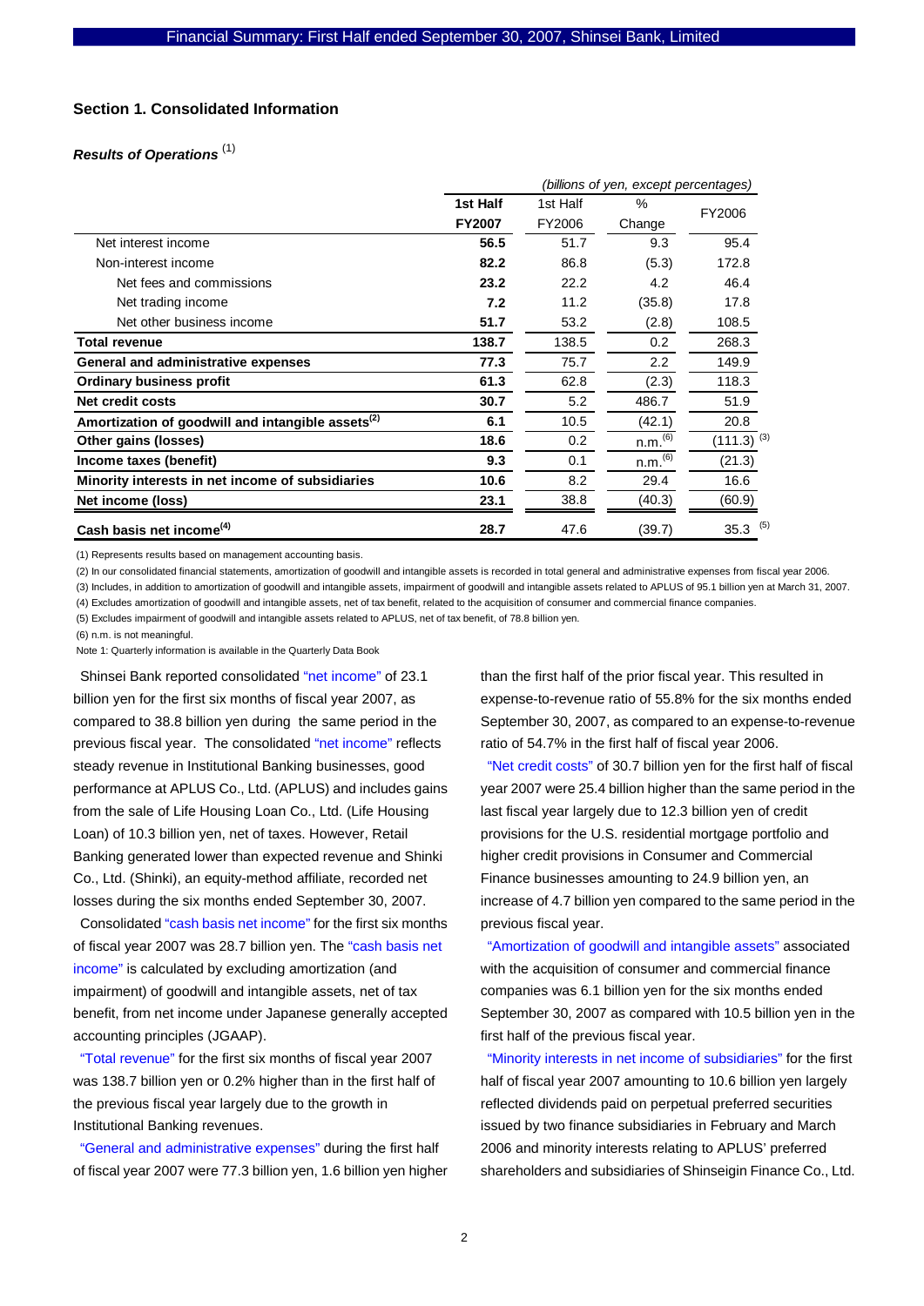## Section 1. Consolidated Information

### *Results of Operations* [1]

*(billions of yen, except percentages)*

| | 1st Half FY2007 | 1st Half FY2006 | % Change | FY2006 |
|---|---|---|---|---|
| Net interest income | **56.5** | 51.7 | 9.3 | 95.4 |
| Non-interest income | **82.2** | 86.8 | (5.3) | 172.8 |
| Net fees and commissions | **23.2** | 22.2 | 4.2 | 46.4 |
| Net trading income | **7.2** | 11.2 | (35.8) | 17.8 |
| Net other business income | **51.7** | 53.2 | (2.8) | 108.5 |
| **Total revenue** | **138.7** | 138.5 | 0.2 | 268.3 |
| **General and administrative expenses** | **77.3** | 75.7 | 2.2 | 149.9 |
| **Ordinary business profit** | **61.3** | 62.8 | (2.3) | 118.3 |
| **Net credit costs** | **30.7** | 5.2 | 486.7 | 51.9 |
| **Amortization of goodwill and intangible assets[2]** | **6.1** | 10.5 | (42.1) | 20.8 |
| **Other gains (losses)** | **18.6** | 0.2 | n.m.[6] | (111.3) [3] |
| **Income taxes (benefit)** | **9.3** | 0.1 | n.m.[6] | (21.3) |
| **Minority interests in net income of subsidiaries** | **10.6** | 8.2 | 29.4 | 16.6 |
| **Net income (loss)** | **23.1** | 38.8 | (40.3) | (60.9) |
| **Cash basis net income[4]** | **28.7** | 47.6 | (39.7) | 35.3 [5] |

(1) Represents results based on management accounting basis.

(2) In our consolidated financial statements, amortization of goodwill and intangible assets is recorded in total general and administrative expenses from fiscal year 2006.

(3) Includes, in addition to amortization of goodwill and intangible assets, impairment of goodwill and intangible assets related to APLUS of 95.1 billion yen at March 31, 2007.

(4) Excludes amortization of goodwill and intangible assets, net of tax benefit, related to the acquisition of consumer and commercial finance companies.

(5) Excludes impairment of goodwill and intangible assets related to APLUS, net of tax benefit, of 78.8 billion yen.

(6) n.m. is not meaningful.

Note 1: Quarterly information is available in the Quarterly Data Book

Shinsei Bank reported consolidated "net income" of 23.1 billion yen for the first six months of fiscal year 2007, as compared to 38.8 billion yen during the same period in the previous fiscal year. The consolidated "net income" reflects steady revenue in Institutional Banking businesses, good performance at APLUS Co., Ltd. (APLUS) and includes gains from the sale of Life Housing Loan Co., Ltd. (Life Housing Loan) of 10.3 billion yen, net of taxes. However, Retail Banking generated lower than expected revenue and Shinki Co., Ltd. (Shinki), an equity-method affiliate, recorded net losses during the six months ended September 30, 2007.

Consolidated "cash basis net income" for the first six months of fiscal year 2007 was 28.7 billion yen. The "cash basis net income" is calculated by excluding amortization (and impairment) of goodwill and intangible assets, net of tax benefit, from net income under Japanese generally accepted accounting principles (JGAAP).

"Total revenue" for the first six months of fiscal year 2007 was 138.7 billion yen or 0.2% higher than in the first half of the previous fiscal year largely due to the growth in Institutional Banking revenues.

"General and administrative expenses" during the first half of fiscal year 2007 were 77.3 billion yen, 1.6 billion yen higher than the first half of the prior fiscal year. This resulted in expense-to-revenue ratio of 55.8% for the six months ended September 30, 2007, as compared to an expense-to-revenue ratio of 54.7% in the first half of fiscal year 2006.

"Net credit costs" of 30.7 billion yen for the first half of fiscal year 2007 were 25.4 billion higher than the same period in the last fiscal year largely due to 12.3 billion yen of credit provisions for the U.S. residential mortgage portfolio and higher credit provisions in Consumer and Commercial Finance businesses amounting to 24.9 billion yen, an increase of 4.7 billion yen compared to the same period in the previous fiscal year.

"Amortization of goodwill and intangible assets" associated with the acquisition of consumer and commercial finance companies was 6.1 billion yen for the six months ended September 30, 2007 as compared with 10.5 billion yen in the first half of the previous fiscal year.

"Minority interests in net income of subsidiaries" for the first half of fiscal year 2007 amounting to 10.6 billion yen largely reflected dividends paid on perpetual preferred securities issued by two finance subsidiaries in February and March 2006 and minority interests relating to APLUS' preferred shareholders and subsidiaries of Shinseigin Finance Co., Ltd.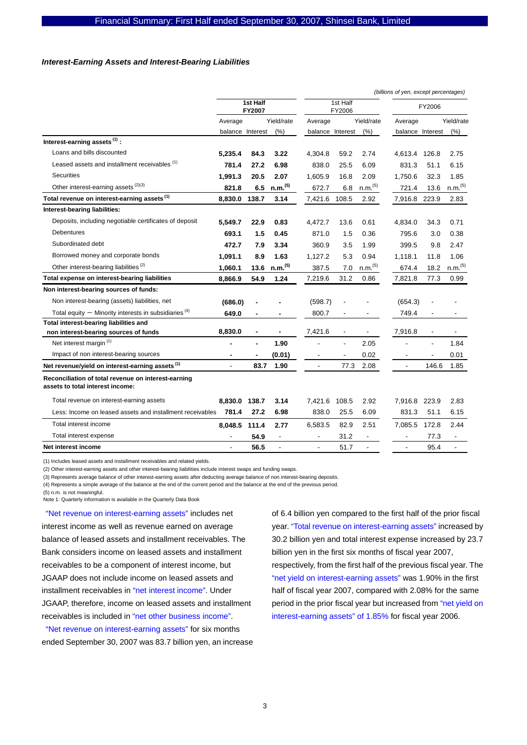### *Interest-Earning Assets and Interest-Bearing Liabilities*

*(billions of yen, except percentages)*

| | 1st Half FY2007 | | | 1st Half FY2006 | | | FY2006 | | |
|---|---|---|---|---|---|---|---|---|---|
| | Average balance | Interest | Yield/rate (%) | Average balance | Interest | Yield/rate (%) | Average balance | Interest | Yield/rate (%) |
| **Interest-earning assets [1] :** | | | | | | | | | |
| Loans and bills discounted | **5,235.4** | **84.3** | **3.22** | 4,304.8 | 59.2 | 2.74 | 4,613.4 | 126.8 | 2.75 |
| Leased assets and installment receivables [1] | **781.4** | **27.2** | **6.98** | 838.0 | 25.5 | 6.09 | 831.3 | 51.1 | 6.15 |
| Securities | **1,991.3** | **20.5** | **2.07** | 1,605.9 | 16.8 | 2.09 | 1,750.6 | 32.3 | 1.85 |
| Other interest-earning assets [2][3] | **821.8** | **6.5** | **n.m.[5]** | 672.7 | 6.8 | n.m.[5] | 721.4 | 13.6 | n.m.[5] |
| **Total revenue on interest-earning assets [1]** | **8,830.0** | **138.7** | **3.14** | 7,421.6 | 108.5 | 2.92 | 7,916.8 | 223.9 | 2.83 |
| **Interest-bearing liabilities:** | | | | | | | | | |
| Deposits, including negotiable certificates of deposit | **5,549.7** | **22.9** | **0.83** | 4,472.7 | 13.6 | 0.61 | 4,834.0 | 34.3 | 0.71 |
| Debentures | **693.1** | **1.5** | **0.45** | 871.0 | 1.5 | 0.36 | 795.6 | 3.0 | 0.38 |
| Subordinated debt | **472.7** | **7.9** | **3.34** | 360.9 | 3.5 | 1.99 | 399.5 | 9.8 | 2.47 |
| Borrowed money and corporate bonds | **1,091.1** | **8.9** | **1.63** | 1,127.2 | 5.3 | 0.94 | 1,118.1 | 11.8 | 1.06 |
| Other interest-bearing liabilities [2] | **1,060.1** | **13.6** | **n.m.[5]** | 387.5 | 7.0 | n.m.[5] | 674.4 | 18.2 | n.m.[5] |
| **Total expense on interest-bearing liabilities** | **8,866.9** | **54.9** | **1.24** | 7,219.6 | 31.2 | 0.86 | 7,821.8 | 77.3 | 0.99 |
| **Non interest-bearing sources of funds:** | | | | | | | | | |
| Non interest-bearing (assets) liabilities, net | **(686.0)** | **-** | **-** | (598.7) | - | - | (654.3) | - | - |
| Total equity − Minority interests in subsidiaries [4] | **649.0** | **-** | **-** | 800.7 | - | - | 749.4 | - | - |
| **Total interest-bearing liabilities and non interest-bearing sources of funds** | **8,830.0** | **-** | **-** | 7,421.6 | - | - | 7,916.8 | - | - |
| Net interest margin [1] | **-** | **-** | **1.90** | - | - | 2.05 | - | - | 1.84 |
| Impact of non interest-bearing sources | **-** | **-** | **(0.01)** | - | - | 0.02 | - | - | 0.01 |
| **Net revenue/yield on interest-earning assets [1]** | - | **83.7** | **1.90** | - | 77.3 | 2.08 | - | 146.6 | 1.85 |
| **Reconciliation of total revenue on interest-earning assets to total interest income:** | | | | | | | | | |
| Total revenue on interest-earning assets | **8,830.0** | **138.7** | **3.14** | 7,421.6 | 108.5 | 2.92 | 7,916.8 | 223.9 | 2.83 |
| Less: Income on leased assets and installment receivables | **781.4** | **27.2** | **6.98** | 838.0 | 25.5 | 6.09 | 831.3 | 51.1 | 6.15 |
| Total interest income | **8,048.5** | **111.4** | **2.77** | 6,583.5 | 82.9 | 2.51 | 7,085.5 | 172.8 | 2.44 |
| Total interest expense | - | **54.9** | - | - | 31.2 | - | - | 77.3 | - |
| **Net interest income** | - | **56.5** | - | - | 51.7 | - | - | 95.4 | - |

(1) Includes leased assets and installment receivables and related yields.
(2) Other interest-earning assets and other interest-bearing liabilities include interest swaps and funding swaps.
(3) Represents average balance of other interest-earning assets after deducting average balance of non interest-bearing deposits.
(4) Represents a simple average of the balance at the end of the current period and the balance at the end of the previous period.
(5) n.m. is not meaningful.
Note 1: Quarterly information is available in the Quarterly Data Book

"Net revenue on interest-earning assets" includes net interest income as well as revenue earned on average balance of leased assets and installment receivables. The Bank considers income on leased assets and installment receivables to be a component of interest income, but JGAAP does not include income on leased assets and installment receivables in "net interest income". Under JGAAP, therefore, income on leased assets and installment receivables is included in "net other business income".

"Net revenue on interest-earning assets" for six months ended September 30, 2007 was 83.7 billion yen, an increase of 6.4 billion yen compared to the first half of the prior fiscal year. "Total revenue on interest-earning assets" increased by 30.2 billion yen and total interest expense increased by 23.7 billion yen in the first six months of fiscal year 2007, respectively, from the first half of the previous fiscal year. The "net yield on interest-earning assets" was 1.90% in the first half of fiscal year 2007, compared with 2.08% for the same period in the prior fiscal year but increased from "net yield on interest-earning assets" of 1.85% for fiscal year 2006.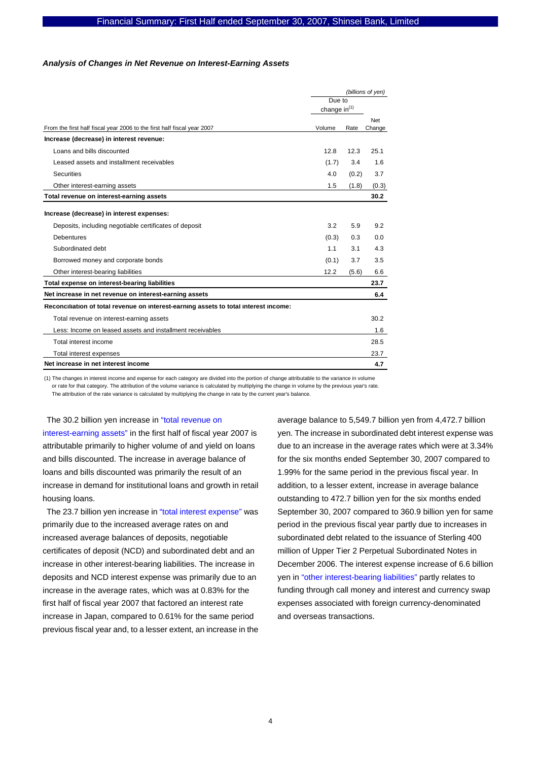***Analysis of Changes in Net Revenue on Interest-Earning Assets***

| | | | *(billions of yen)* |
|---|---|---|---|
| | Due to change in[(1)] | | |
| From the first half fiscal year 2006 to the first half fiscal year 2007 | Volume | Rate | Net Change |
| **Increase (decrease) in interest revenue:** | | | |
| Loans and bills discounted | 12.8 | 12.3 | 25.1 |
| Leased assets and installment receivables | (1.7) | 3.4 | 1.6 |
| Securities | 4.0 | (0.2) | 3.7 |
| Other interest-earning assets | 1.5 | (1.8) | (0.3) |
| **Total revenue on interest-earning assets** | | | **30.2** |
| **Increase (decrease) in interest expenses:** | | | |
| Deposits, including negotiable certificates of deposit | 3.2 | 5.9 | 9.2 |
| Debentures | (0.3) | 0.3 | 0.0 |
| Subordinated debt | 1.1 | 3.1 | 4.3 |
| Borrowed money and corporate bonds | (0.1) | 3.7 | 3.5 |
| Other interest-bearing liabilities | 12.2 | (5.6) | 6.6 |
| **Total expense on interest-bearing liabilities** | | | **23.7** |
| **Net increase in net revenue on interest-earning assets** | | | **6.4** |
| **Reconciliation of total revenue on interest-earning assets to total interest income:** | | | |
| Total revenue on interest-earning assets | | | 30.2 |
| Less: Income on leased assets and installment receivables | | | 1.6 |
| Total interest income | | | 28.5 |
| Total interest expenses | | | 23.7 |
| **Net increase in net interest income** | | | **4.7** |

(1) The changes in interest income and expense for each category are divided into the portion of change attributable to the variance in volume or rate for that category. The attribution of the volume variance is calculated by multiplying the change in volume by the previous year's rate. The attribution of the rate variance is calculated by multiplying the change in rate by the current year's balance.

The 30.2 billion yen increase in "total revenue on interest-earning assets" in the first half of fiscal year 2007 is attributable primarily to higher volume of and yield on loans and bills discounted. The increase in average balance of loans and bills discounted was primarily the result of an increase in demand for institutional loans and growth in retail housing loans.

The 23.7 billion yen increase in "total interest expense" was primarily due to the increased average rates on and increased average balances of deposits, negotiable certificates of deposit (NCD) and subordinated debt and an increase in other interest-bearing liabilities. The increase in deposits and NCD interest expense was primarily due to an increase in the average rates, which was at 0.83% for the first half of fiscal year 2007 that factored an interest rate increase in Japan, compared to 0.61% for the same period previous fiscal year and, to a lesser extent, an increase in the average balance to 5,549.7 billion yen from 4,472.7 billion yen. The increase in subordinated debt interest expense was due to an increase in the average rates which were at 3.34% for the six months ended September 30, 2007 compared to 1.99% for the same period in the previous fiscal year. In addition, to a lesser extent, increase in average balance outstanding to 472.7 billion yen for the six months ended September 30, 2007 compared to 360.9 billion yen for same period in the previous fiscal year partly due to increases in subordinated debt related to the issuance of Sterling 400 million of Upper Tier 2 Perpetual Subordinated Notes in December 2006. The interest expense increase of 6.6 billion yen in "other interest-bearing liabilities" partly relates to funding through call money and interest and currency swap expenses associated with foreign currency-denominated and overseas transactions.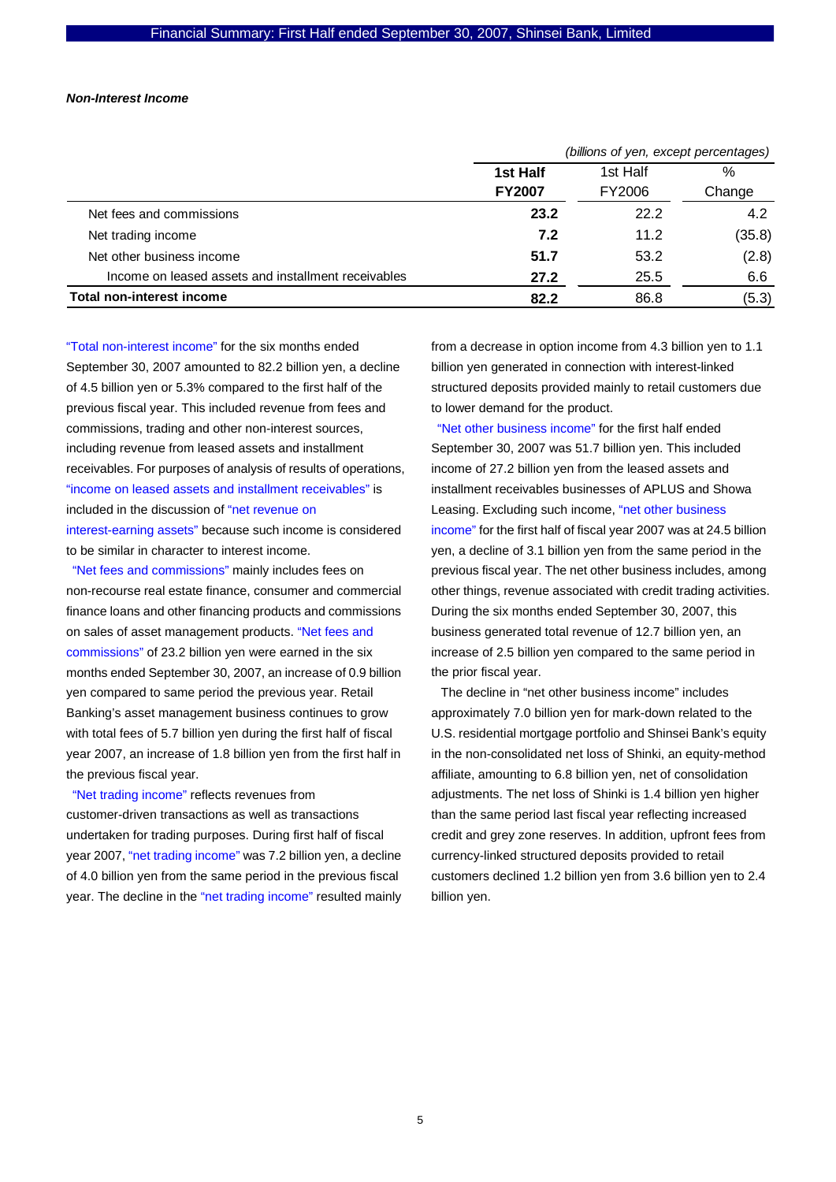***Non-Interest Income***

| | *(billions of yen, except percentages)* | | |
|---|---|---|---|
| | **1st Half FY2007** | 1st Half FY2006 | % Change |
| Net fees and commissions | **23.2** | 22.2 | 4.2 |
| Net trading income | **7.2** | 11.2 | (35.8) |
| Net other business income | **51.7** | 53.2 | (2.8) |
| Income on leased assets and installment receivables | **27.2** | 25.5 | 6.6 |
| **Total non-interest income** | **82.2** | 86.8 | (5.3) |

"Total non-interest income" for the six months ended September 30, 2007 amounted to 82.2 billion yen, a decline of 4.5 billion yen or 5.3% compared to the first half of the previous fiscal year. This included revenue from fees and commissions, trading and other non-interest sources, including revenue from leased assets and installment receivables. For purposes of analysis of results of operations, "income on leased assets and installment receivables" is included in the discussion of "net revenue on interest-earning assets" because such income is considered to be similar in character to interest income.

"Net fees and commissions" mainly includes fees on non-recourse real estate finance, consumer and commercial finance loans and other financing products and commissions on sales of asset management products. "Net fees and commissions" of 23.2 billion yen were earned in the six months ended September 30, 2007, an increase of 0.9 billion yen compared to same period the previous year. Retail Banking's asset management business continues to grow with total fees of 5.7 billion yen during the first half of fiscal year 2007, an increase of 1.8 billion yen from the first half in the previous fiscal year.

"Net trading income" reflects revenues from customer-driven transactions as well as transactions undertaken for trading purposes. During first half of fiscal year 2007, "net trading income" was 7.2 billion yen, a decline of 4.0 billion yen from the same period in the previous fiscal year. The decline in the "net trading income" resulted mainly from a decrease in option income from 4.3 billion yen to 1.1 billion yen generated in connection with interest-linked structured deposits provided mainly to retail customers due to lower demand for the product.

"Net other business income" for the first half ended September 30, 2007 was 51.7 billion yen. This included income of 27.2 billion yen from the leased assets and installment receivables businesses of APLUS and Showa Leasing. Excluding such income, "net other business income" for the first half of fiscal year 2007 was at 24.5 billion yen, a decline of 3.1 billion yen from the same period in the previous fiscal year. The net other business includes, among other things, revenue associated with credit trading activities. During the six months ended September 30, 2007, this business generated total revenue of 12.7 billion yen, an increase of 2.5 billion yen compared to the same period in the prior fiscal year.

The decline in "net other business income" includes approximately 7.0 billion yen for mark-down related to the U.S. residential mortgage portfolio and Shinsei Bank's equity in the non-consolidated net loss of Shinki, an equity-method affiliate, amounting to 6.8 billion yen, net of consolidation adjustments. The net loss of Shinki is 1.4 billion yen higher than the same period last fiscal year reflecting increased credit and grey zone reserves. In addition, upfront fees from currency-linked structured deposits provided to retail customers declined 1.2 billion yen from 3.6 billion yen to 2.4 billion yen.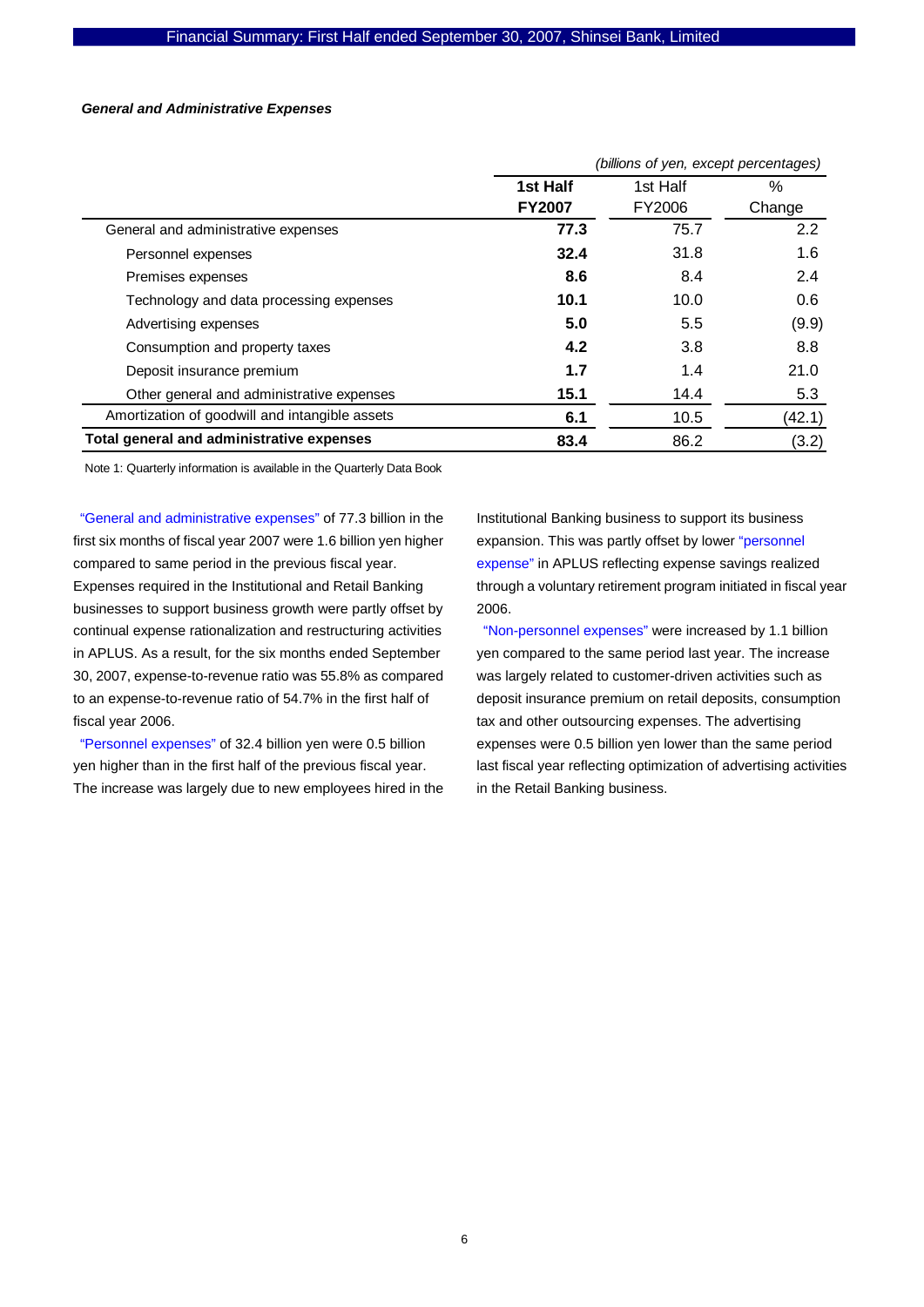### *General and Administrative Expenses*

| | *(billions of yen, except percentages)* | | |
|---|---|---|---|
| | **1st Half FY2007** | 1st Half FY2006 | % Change |
| General and administrative expenses | **77.3** | 75.7 | 2.2 |
| Personnel expenses | **32.4** | 31.8 | 1.6 |
| Premises expenses | **8.6** | 8.4 | 2.4 |
| Technology and data processing expenses | **10.1** | 10.0 | 0.6 |
| Advertising expenses | **5.0** | 5.5 | (9.9) |
| Consumption and property taxes | **4.2** | 3.8 | 8.8 |
| Deposit insurance premium | **1.7** | 1.4 | 21.0 |
| Other general and administrative expenses | **15.1** | 14.4 | 5.3 |
| Amortization of goodwill and intangible assets | **6.1** | 10.5 | (42.1) |
| **Total general and administrative expenses** | **83.4** | 86.2 | (3.2) |

Note 1: Quarterly information is available in the Quarterly Data Book

"General and administrative expenses" of 77.3 billion in the first six months of fiscal year 2007 were 1.6 billion yen higher compared to same period in the previous fiscal year. Expenses required in the Institutional and Retail Banking businesses to support business growth were partly offset by continual expense rationalization and restructuring activities in APLUS. As a result, for the six months ended September 30, 2007, expense-to-revenue ratio was 55.8% as compared to an expense-to-revenue ratio of 54.7% in the first half of fiscal year 2006.

"Personnel expenses" of 32.4 billion yen were 0.5 billion yen higher than in the first half of the previous fiscal year. The increase was largely due to new employees hired in the Institutional Banking business to support its business expansion. This was partly offset by lower "personnel expense" in APLUS reflecting expense savings realized through a voluntary retirement program initiated in fiscal year 2006.

"Non-personnel expenses" were increased by 1.1 billion yen compared to the same period last year. The increase was largely related to customer-driven activities such as deposit insurance premium on retail deposits, consumption tax and other outsourcing expenses. The advertising expenses were 0.5 billion yen lower than the same period last fiscal year reflecting optimization of advertising activities in the Retail Banking business.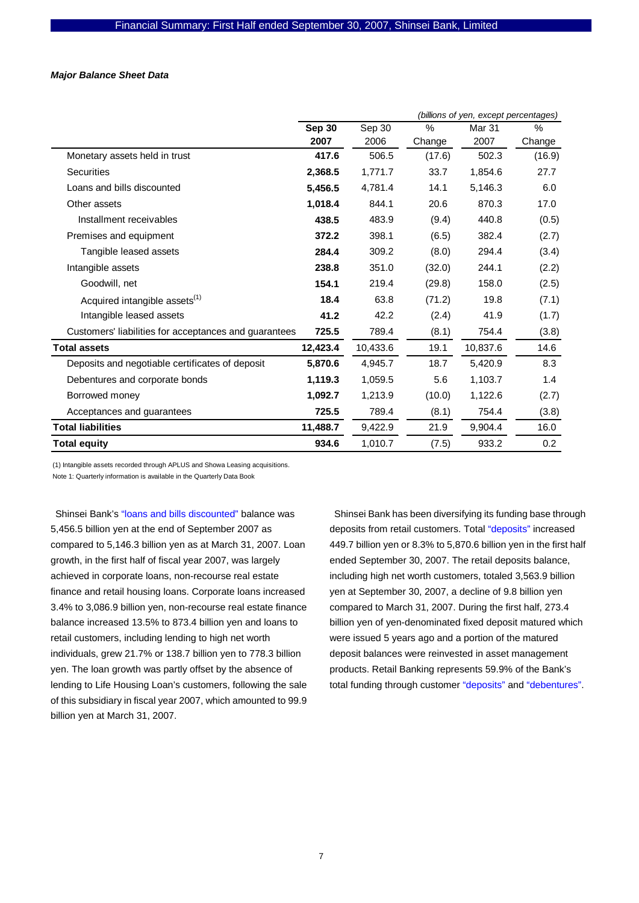***Major Balance Sheet Data***

| | Sep 30 2007 | Sep 30 2006 | % Change | Mar 31 2007 | % Change |
|---|---|---|---|---|---|
| | *(billions of yen, except percentages)* | | | | |
| Monetary assets held in trust | **417.6** | 506.5 | (17.6) | 502.3 | (16.9) |
| Securities | **2,368.5** | 1,771.7 | 33.7 | 1,854.6 | 27.7 |
| Loans and bills discounted | **5,456.5** | 4,781.4 | 14.1 | 5,146.3 | 6.0 |
| Other assets | **1,018.4** | 844.1 | 20.6 | 870.3 | 17.0 |
| Installment receivables | **438.5** | 483.9 | (9.4) | 440.8 | (0.5) |
| Premises and equipment | **372.2** | 398.1 | (6.5) | 382.4 | (2.7) |
| Tangible leased assets | **284.4** | 309.2 | (8.0) | 294.4 | (3.4) |
| Intangible assets | **238.8** | 351.0 | (32.0) | 244.1 | (2.2) |
| Goodwill, net | **154.1** | 219.4 | (29.8) | 158.0 | (2.5) |
| Acquired intangible assets(1) | **18.4** | 63.8 | (71.2) | 19.8 | (7.1) |
| Intangible leased assets | **41.2** | 42.2 | (2.4) | 41.9 | (1.7) |
| Customers' liabilities for acceptances and guarantees | **725.5** | 789.4 | (8.1) | 754.4 | (3.8) |
| **Total assets** | **12,423.4** | 10,433.6 | 19.1 | 10,837.6 | 14.6 |
| Deposits and negotiable certificates of deposit | **5,870.6** | 4,945.7 | 18.7 | 5,420.9 | 8.3 |
| Debentures and corporate bonds | **1,119.3** | 1,059.5 | 5.6 | 1,103.7 | 1.4 |
| Borrowed money | **1,092.7** | 1,213.9 | (10.0) | 1,122.6 | (2.7) |
| Acceptances and guarantees | **725.5** | 789.4 | (8.1) | 754.4 | (3.8) |
| **Total liabilities** | **11,488.7** | 9,422.9 | 21.9 | 9,904.4 | 16.0 |
| **Total equity** | **934.6** | 1,010.7 | (7.5) | 933.2 | 0.2 |

(1) Intangible assets recorded through APLUS and Showa Leasing acquisitions.

Note 1: Quarterly information is available in the Quarterly Data Book

Shinsei Bank's "loans and bills discounted" balance was 5,456.5 billion yen at the end of September 2007 as compared to 5,146.3 billion yen as at March 31, 2007. Loan growth, in the first half of fiscal year 2007, was largely achieved in corporate loans, non-recourse real estate finance and retail housing loans. Corporate loans increased 3.4% to 3,086.9 billion yen, non-recourse real estate finance balance increased 13.5% to 873.4 billion yen and loans to retail customers, including lending to high net worth individuals, grew 21.7% or 138.7 billion yen to 778.3 billion yen. The loan growth was partly offset by the absence of lending to Life Housing Loan's customers, following the sale of this subsidiary in fiscal year 2007, which amounted to 99.9 billion yen at March 31, 2007.

Shinsei Bank has been diversifying its funding base through deposits from retail customers. Total "deposits" increased 449.7 billion yen or 8.3% to 5,870.6 billion yen in the first half ended September 30, 2007. The retail deposits balance, including high net worth customers, totaled 3,563.9 billion yen at September 30, 2007, a decline of 9.8 billion yen compared to March 31, 2007. During the first half, 273.4 billion yen of yen-denominated fixed deposit matured which were issued 5 years ago and a portion of the matured deposit balances were reinvested in asset management products. Retail Banking represents 59.9% of the Bank's total funding through customer "deposits" and "debentures".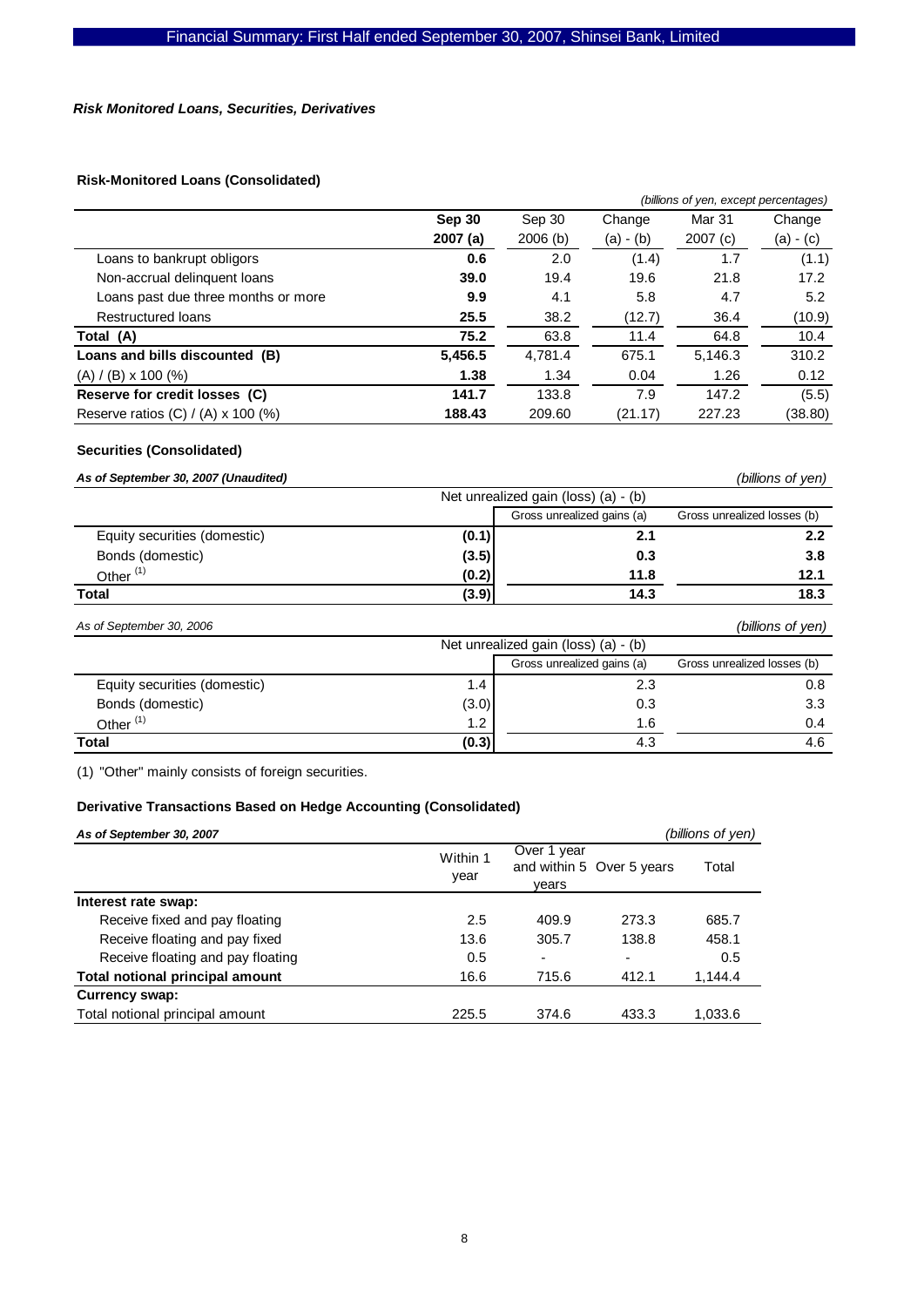### *Risk Monitored Loans, Securities, Derivatives*

**Risk-Monitored Loans (Consolidated)**

*(billions of yen, except percentages)*

| | **Sep 30 2007 (a)** | Sep 30 2006 (b) | Change (a) - (b) | Mar 31 2007 (c) | Change (a) - (c) |
|---|---|---|---|---|---|
| Loans to bankrupt obligors | **0.6** | 2.0 | (1.4) | 1.7 | (1.1) |
| Non-accrual delinquent loans | **39.0** | 19.4 | 19.6 | 21.8 | 17.2 |
| Loans past due three months or more | **9.9** | 4.1 | 5.8 | 4.7 | 5.2 |
| Restructured loans | **25.5** | 38.2 | (12.7) | 36.4 | (10.9) |
| **Total (A)** | **75.2** | 63.8 | 11.4 | 64.8 | 10.4 |
| **Loans and bills discounted (B)** | **5,456.5** | 4,781.4 | 675.1 | 5,146.3 | 310.2 |
| (A) / (B) x 100 (%) | **1.38** | 1.34 | 0.04 | 1.26 | 0.12 |
| **Reserve for credit losses (C)** | **141.7** | 133.8 | 7.9 | 147.2 | (5.5) |
| Reserve ratios (C) / (A) x 100 (%) | **188.43** | 209.60 | (21.17) | 227.23 | (38.80) |

**Securities (Consolidated)**

***As of September 30, 2007 (Unaudited)*** *(billions of yen)*

| | Net unrealized gain (loss) (a) - (b) | Gross unrealized gains (a) | Gross unrealized losses (b) |
|---|---|---|---|
| Equity securities (domestic) | **(0.1)** | **2.1** | **2.2** |
| Bonds (domestic) | **(3.5)** | **0.3** | **3.8** |
| Other [(1)] | **(0.2)** | **11.8** | **12.1** |
| **Total** | **(3.9)** | **14.3** | **18.3** |

*As of September 30, 2006* *(billions of yen)*

| | Net unrealized gain (loss) (a) - (b) | Gross unrealized gains (a) | Gross unrealized losses (b) |
|---|---|---|---|
| Equity securities (domestic) | 1.4 | 2.3 | 0.8 |
| Bonds (domestic) | (3.0) | 0.3 | 3.3 |
| Other [(1)] | 1.2 | 1.6 | 0.4 |
| **Total** | (0.3) | 4.3 | 4.6 |

(1) "Other" mainly consists of foreign securities.

**Derivative Transactions Based on Hedge Accounting (Consolidated)**

***As of September 30, 2007*** *(billions of yen)*

| | Within 1 year | Over 1 year and within 5 years | Over 5 years | Total |
|---|---|---|---|---|
| **Interest rate swap:** | | | | |
| Receive fixed and pay floating | 2.5 | 409.9 | 273.3 | 685.7 |
| Receive floating and pay fixed | 13.6 | 305.7 | 138.8 | 458.1 |
| Receive floating and pay floating | 0.5 | - | - | 0.5 |
| **Total notional principal amount** | 16.6 | 715.6 | 412.1 | 1,144.4 |
| **Currency swap:** | | | | |
| Total notional principal amount | 225.5 | 374.6 | 433.3 | 1,033.6 |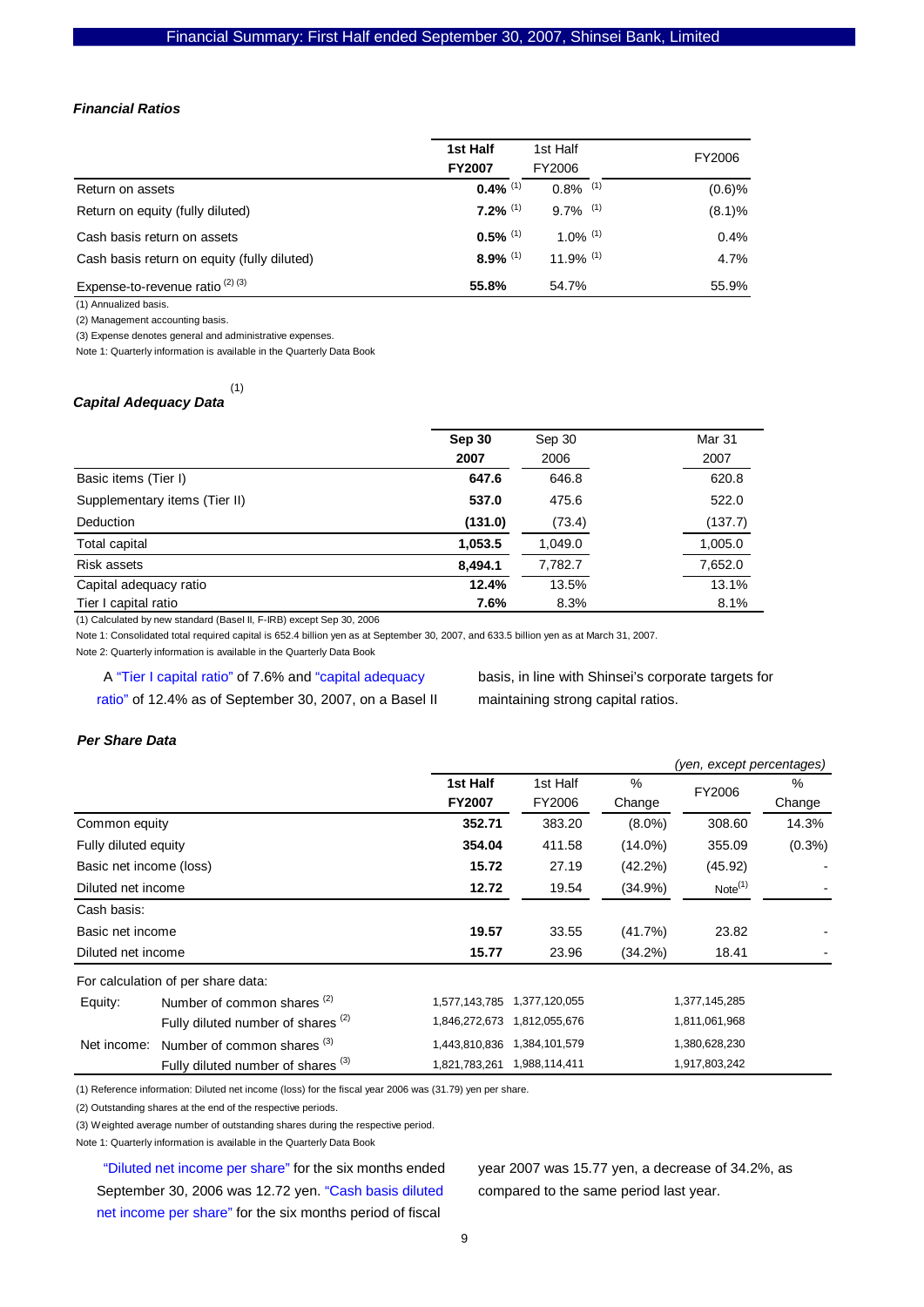### *Financial Ratios*

| | 1st Half FY2007 | 1st Half FY2006 | FY2006 |
|---|---|---|---|
| Return on assets | **0.4%** [(1)] | 0.8% [(1)] | (0.6)% |
| Return on equity (fully diluted) | **7.2%** [(1)] | 9.7% [(1)] | (8.1)% |
| Cash basis return on assets | **0.5%** [(1)] | 1.0% [(1)] | 0.4% |
| Cash basis return on equity (fully diluted) | **8.9%** [(1)] | 11.9% [(1)] | 4.7% |
| Expense-to-revenue ratio [(2) (3)] | **55.8%** | 54.7% | 55.9% |

(1) Annualized basis.

(2) Management accounting basis.

(3) Expense denotes general and administrative expenses.

Note 1: Quarterly information is available in the Quarterly Data Book

### *Capital Adequacy Data* [(1)]

| | Sep 30 2007 | Sep 30 2006 | Mar 31 2007 |
|---|---|---|---|
| Basic items (Tier I) | **647.6** | 646.8 | 620.8 |
| Supplementary items (Tier II) | **537.0** | 475.6 | 522.0 |
| Deduction | **(131.0)** | (73.4) | (137.7) |
| Total capital | **1,053.5** | 1,049.0 | 1,005.0 |
| Risk assets | **8,494.1** | 7,782.7 | 7,652.0 |
| Capital adequacy ratio | **12.4%** | 13.5% | 13.1% |
| Tier I capital ratio | **7.6%** | 8.3% | 8.1% |

(1) Calculated by new standard (Basel II, F-IRB) except Sep 30, 2006

Note 1: Consolidated total required capital is 652.4 billion yen as at September 30, 2007, and 633.5 billion yen as at March 31, 2007.

Note 2: Quarterly information is available in the Quarterly Data Book

A "Tier I capital ratio" of 7.6% and "capital adequacy ratio" of 12.4% as of September 30, 2007, on a Basel II basis, in line with Shinsei's corporate targets for maintaining strong capital ratios.

### *Per Share Data*

*(yen, except percentages)*

| | | 1st Half FY2007 | 1st Half FY2006 | % Change | FY2006 | % Change |
|---|---|---|---|---|---|---|
| Common equity | | **352.71** | 383.20 | (8.0%) | 308.60 | 14.3% |
| Fully diluted equity | | **354.04** | 411.58 | (14.0%) | 355.09 | (0.3%) |
| Basic net income (loss) | | **15.72** | 27.19 | (42.2%) | (45.92) | - |
| Diluted net income | | **12.72** | 19.54 | (34.9%) | Note[(1)] | - |
| Cash basis: | | | | | | |
| Basic net income | | **19.57** | 33.55 | (41.7%) | 23.82 | - |
| Diluted net income | | **15.77** | 23.96 | (34.2%) | 18.41 | - |
| For calculation of per share data: | | | | | | |
| Equity: | Number of common shares [(2)] | 1,577,143,785 | 1,377,120,055 | | 1,377,145,285 | |
| | Fully diluted number of shares [(2)] | 1,846,272,673 | 1,812,055,676 | | 1,811,061,968 | |
| Net income: | Number of common shares [(3)] | 1,443,810,836 | 1,384,101,579 | | 1,380,628,230 | |
| | Fully diluted number of shares [(3)] | 1,821,783,261 | 1,988,114,411 | | 1,917,803,242 | |

(1) Reference information: Diluted net income (loss) for the fiscal year 2006 was (31.79) yen per share.

(2) Outstanding shares at the end of the respective periods.

(3) Weighted average number of outstanding shares during the respective period.

Note 1: Quarterly information is available in the Quarterly Data Book

"Diluted net income per share" for the six months ended September 30, 2006 was 12.72 yen. "Cash basis diluted net income per share" for the six months period of fiscal year 2007 was 15.77 yen, a decrease of 34.2%, as compared to the same period last year.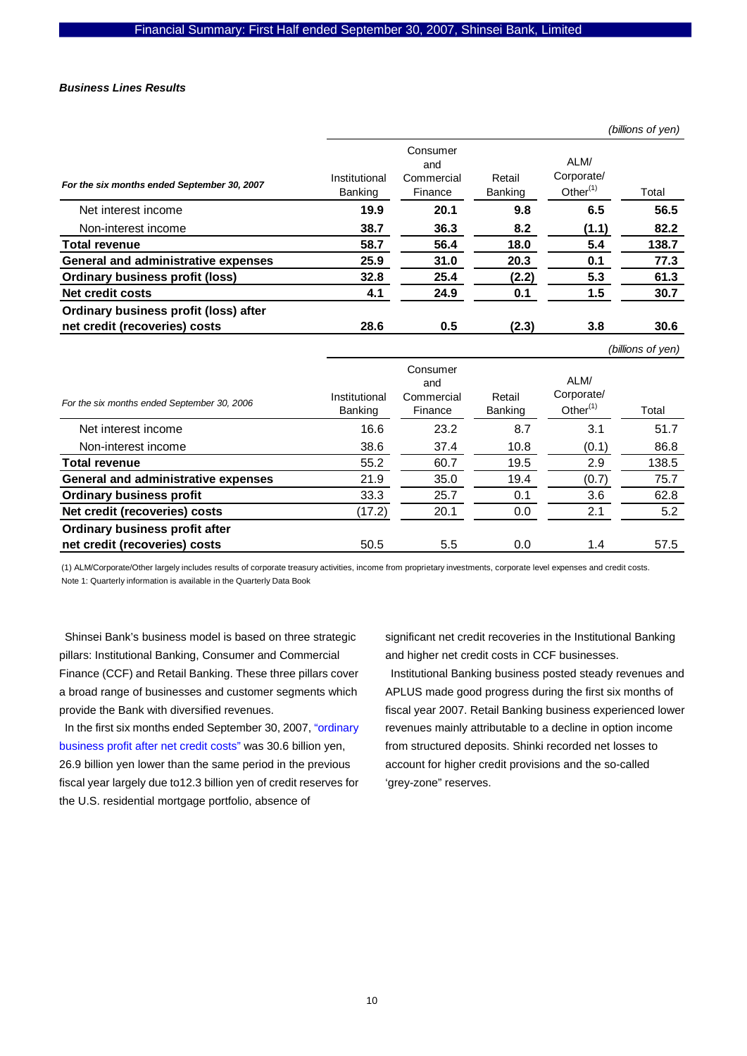### *Business Lines Results*

*(billions of yen)*

| *For the six months ended September 30, 2007* | Institutional Banking | Consumer and Commercial Finance | Retail Banking | ALM/ Corporate/ Other[(1)] | Total |
|---|---|---|---|---|---|
| Net interest income | **19.9** | **20.1** | **9.8** | **6.5** | **56.5** |
| Non-interest income | **38.7** | **36.3** | **8.2** | **(1.1)** | **82.2** |
| **Total revenue** | **58.7** | **56.4** | **18.0** | **5.4** | **138.7** |
| **General and administrative expenses** | **25.9** | **31.0** | **20.3** | **0.1** | **77.3** |
| **Ordinary business profit (loss)** | **32.8** | **25.4** | **(2.2)** | **5.3** | **61.3** |
| **Net credit costs** | **4.1** | **24.9** | **0.1** | **1.5** | **30.7** |
| **Ordinary business profit (loss) after net credit (recoveries) costs** | **28.6** | **0.5** | **(2.3)** | **3.8** | **30.6** |

*(billions of yen)*

| *For the six months ended September 30, 2006* | Institutional Banking | Consumer and Commercial Finance | Retail Banking | ALM/ Corporate/ Other[(1)] | Total |
|---|---|---|---|---|---|
| Net interest income | 16.6 | 23.2 | 8.7 | 3.1 | 51.7 |
| Non-interest income | 38.6 | 37.4 | 10.8 | (0.1) | 86.8 |
| **Total revenue** | 55.2 | 60.7 | 19.5 | 2.9 | 138.5 |
| **General and administrative expenses** | 21.9 | 35.0 | 19.4 | (0.7) | 75.7 |
| **Ordinary business profit** | 33.3 | 25.7 | 0.1 | 3.6 | 62.8 |
| **Net credit (recoveries) costs** | (17.2) | 20.1 | 0.0 | 2.1 | 5.2 |
| **Ordinary business profit after net credit (recoveries) costs** | 50.5 | 5.5 | 0.0 | 1.4 | 57.5 |

(1) ALM/Corporate/Other largely includes results of corporate treasury activities, income from proprietary investments, corporate level expenses and credit costs.
Note 1: Quarterly information is available in the Quarterly Data Book

Shinsei Bank's business model is based on three strategic pillars: Institutional Banking, Consumer and Commercial Finance (CCF) and Retail Banking. These three pillars cover a broad range of businesses and customer segments which provide the Bank with diversified revenues.

In the first six months ended September 30, 2007, "ordinary business profit after net credit costs" was 30.6 billion yen, 26.9 billion yen lower than the same period in the previous fiscal year largely due to12.3 billion yen of credit reserves for the U.S. residential mortgage portfolio, absence of significant net credit recoveries in the Institutional Banking and higher net credit costs in CCF businesses.

Institutional Banking business posted steady revenues and APLUS made good progress during the first six months of fiscal year 2007. Retail Banking business experienced lower revenues mainly attributable to a decline in option income from structured deposits. Shinki recorded net losses to account for higher credit provisions and the so-called 'grey-zone" reserves.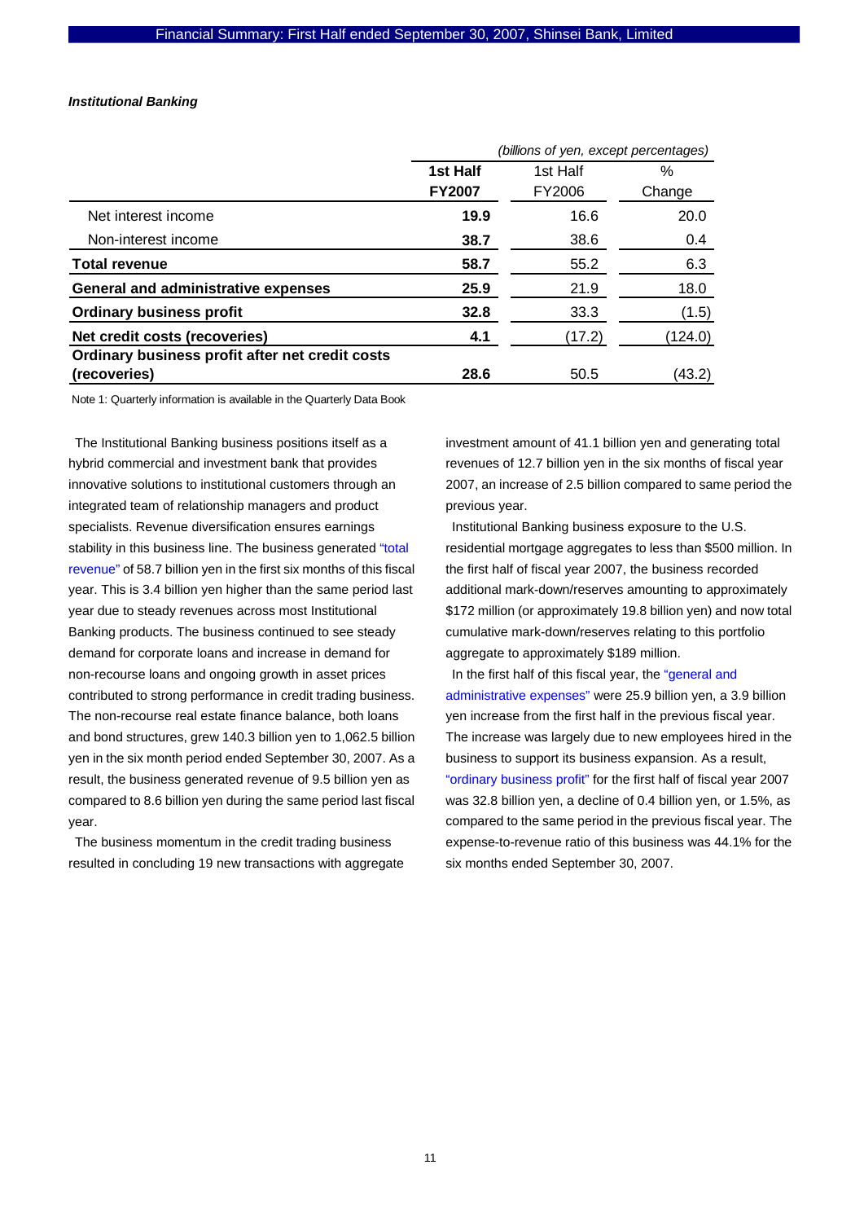***Institutional Banking***

| | *(billions of yen, except percentages)* | | |
|---|---|---|---|
| | **1st Half FY2007** | 1st Half FY2006 | % Change |
| Net interest income | **19.9** | 16.6 | 20.0 |
| Non-interest income | **38.7** | 38.6 | 0.4 |
| **Total revenue** | **58.7** | 55.2 | 6.3 |
| **General and administrative expenses** | **25.9** | 21.9 | 18.0 |
| **Ordinary business profit** | **32.8** | 33.3 | (1.5) |
| **Net credit costs (recoveries)** | **4.1** | (17.2) | (124.0) |
| **Ordinary business profit after net credit costs (recoveries)** | **28.6** | 50.5 | (43.2) |

Note 1: Quarterly information is available in the Quarterly Data Book

The Institutional Banking business positions itself as a hybrid commercial and investment bank that provides innovative solutions to institutional customers through an integrated team of relationship managers and product specialists. Revenue diversification ensures earnings stability in this business line. The business generated "total revenue" of 58.7 billion yen in the first six months of this fiscal year. This is 3.4 billion yen higher than the same period last year due to steady revenues across most Institutional Banking products. The business continued to see steady demand for corporate loans and increase in demand for non-recourse loans and ongoing growth in asset prices contributed to strong performance in credit trading business. The non-recourse real estate finance balance, both loans and bond structures, grew 140.3 billion yen to 1,062.5 billion yen in the six month period ended September 30, 2007. As a result, the business generated revenue of 9.5 billion yen as compared to 8.6 billion yen during the same period last fiscal year.

The business momentum in the credit trading business resulted in concluding 19 new transactions with aggregate investment amount of 41.1 billion yen and generating total revenues of 12.7 billion yen in the six months of fiscal year 2007, an increase of 2.5 billion compared to same period the previous year.

Institutional Banking business exposure to the U.S. residential mortgage aggregates to less than $500 million. In the first half of fiscal year 2007, the business recorded additional mark-down/reserves amounting to approximately $172 million (or approximately 19.8 billion yen) and now total cumulative mark-down/reserves relating to this portfolio aggregate to approximately $189 million.

In the first half of this fiscal year, the "general and administrative expenses" were 25.9 billion yen, a 3.9 billion yen increase from the first half in the previous fiscal year. The increase was largely due to new employees hired in the business to support its business expansion. As a result, "ordinary business profit" for the first half of fiscal year 2007 was 32.8 billion yen, a decline of 0.4 billion yen, or 1.5%, as compared to the same period in the previous fiscal year. The expense-to-revenue ratio of this business was 44.1% for the six months ended September 30, 2007.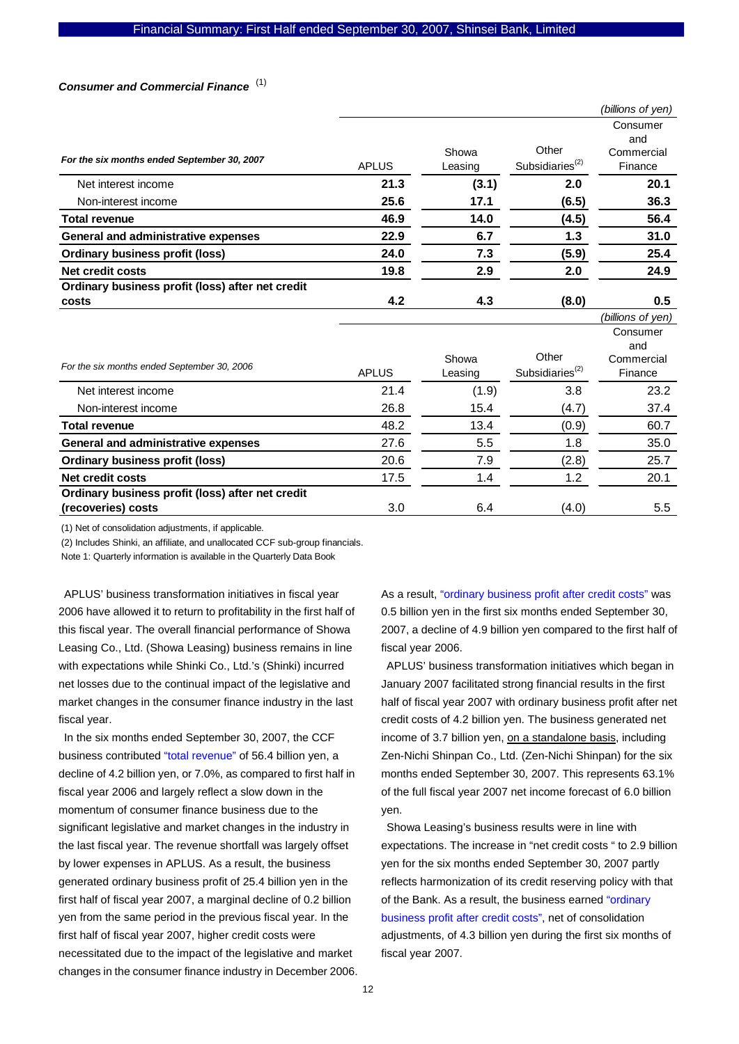### *Consumer and Commercial Finance* [1]

| *For the six months ended September 30, 2007* | APLUS | Showa Leasing | Other Subsidiaries[2] | Consumer and Commercial Finance *(billions of yen)* |
|---|---|---|---|---|
| Net interest income | **21.3** | **(3.1)** | **2.0** | **20.1** |
| Non-interest income | **25.6** | **17.1** | **(6.5)** | **36.3** |
| **Total revenue** | **46.9** | **14.0** | **(4.5)** | **56.4** |
| **General and administrative expenses** | **22.9** | **6.7** | **1.3** | **31.0** |
| **Ordinary business profit (loss)** | **24.0** | **7.3** | **(5.9)** | **25.4** |
| **Net credit costs** | **19.8** | **2.9** | **2.0** | **24.9** |
| **Ordinary business profit (loss) after net credit costs** | **4.2** | **4.3** | **(8.0)** | **0.5** |

| *For the six months ended September 30, 2006* | APLUS | Showa Leasing | Other Subsidiaries[2] | Consumer and Commercial Finance *(billions of yen)* |
|---|---|---|---|---|
| Net interest income | 21.4 | (1.9) | 3.8 | 23.2 |
| Non-interest income | 26.8 | 15.4 | (4.7) | 37.4 |
| **Total revenue** | 48.2 | 13.4 | (0.9) | 60.7 |
| **General and administrative expenses** | 27.6 | 5.5 | 1.8 | 35.0 |
| **Ordinary business profit (loss)** | 20.6 | 7.9 | (2.8) | 25.7 |
| **Net credit costs** | 17.5 | 1.4 | 1.2 | 20.1 |
| **Ordinary business profit (loss) after net credit (recoveries) costs** | 3.0 | 6.4 | (4.0) | 5.5 |

(1) Net of consolidation adjustments, if applicable.

(2) Includes Shinki, an affiliate, and unallocated CCF sub-group financials.

Note 1: Quarterly information is available in the Quarterly Data Book

APLUS' business transformation initiatives in fiscal year 2006 have allowed it to return to profitability in the first half of this fiscal year. The overall financial performance of Showa Leasing Co., Ltd. (Showa Leasing) business remains in line with expectations while Shinki Co., Ltd.'s (Shinki) incurred net losses due to the continual impact of the legislative and market changes in the consumer finance industry in the last fiscal year.

In the six months ended September 30, 2007, the CCF business contributed "total revenue" of 56.4 billion yen, a decline of 4.2 billion yen, or 7.0%, as compared to first half in fiscal year 2006 and largely reflect a slow down in the momentum of consumer finance business due to the significant legislative and market changes in the industry in the last fiscal year. The revenue shortfall was largely offset by lower expenses in APLUS. As a result, the business generated ordinary business profit of 25.4 billion yen in the first half of fiscal year 2007, a marginal decline of 0.2 billion yen from the same period in the previous fiscal year. In the first half of fiscal year 2007, higher credit costs were necessitated due to the impact of the legislative and market changes in the consumer finance industry in December 2006.

As a result, "ordinary business profit after credit costs" was 0.5 billion yen in the first six months ended September 30, 2007, a decline of 4.9 billion yen compared to the first half of fiscal year 2006.

APLUS' business transformation initiatives which began in January 2007 facilitated strong financial results in the first half of fiscal year 2007 with ordinary business profit after net credit costs of 4.2 billion yen. The business generated net income of 3.7 billion yen, on a standalone basis, including Zen-Nichi Shinpan Co., Ltd. (Zen-Nichi Shinpan) for the six months ended September 30, 2007. This represents 63.1% of the full fiscal year 2007 net income forecast of 6.0 billion yen.

Showa Leasing's business results were in line with expectations. The increase in "net credit costs " to 2.9 billion yen for the six months ended September 30, 2007 partly reflects harmonization of its credit reserving policy with that of the Bank. As a result, the business earned "ordinary business profit after credit costs", net of consolidation adjustments, of 4.3 billion yen during the first six months of fiscal year 2007.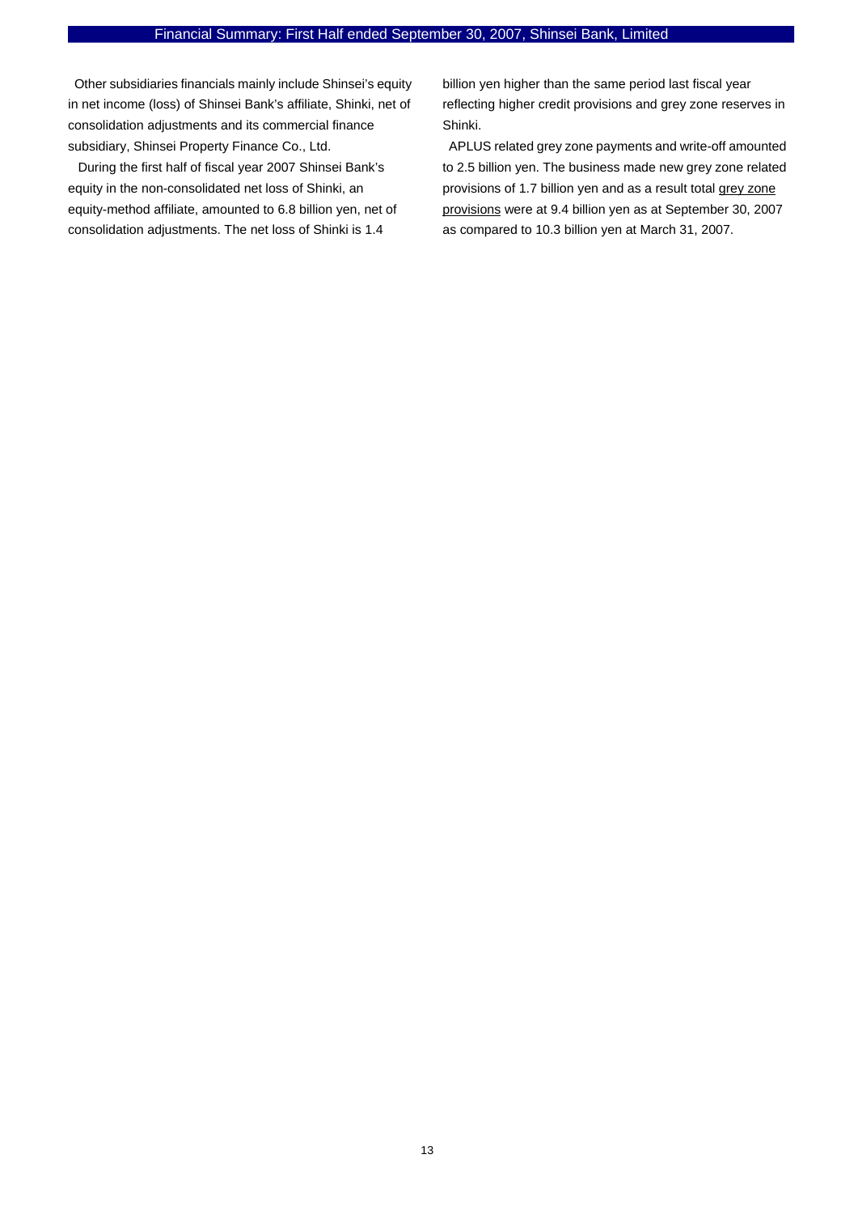Other subsidiaries financials mainly include Shinsei's equity in net income (loss) of Shinsei Bank's affiliate, Shinki, net of consolidation adjustments and its commercial finance subsidiary, Shinsei Property Finance Co., Ltd.

During the first half of fiscal year 2007 Shinsei Bank's equity in the non-consolidated net loss of Shinki, an equity-method affiliate, amounted to 6.8 billion yen, net of consolidation adjustments. The net loss of Shinki is 1.4 billion yen higher than the same period last fiscal year reflecting higher credit provisions and grey zone reserves in Shinki.

APLUS related grey zone payments and write-off amounted to 2.5 billion yen. The business made new grey zone related provisions of 1.7 billion yen and as a result total grey zone provisions were at 9.4 billion yen as at September 30, 2007 as compared to 10.3 billion yen at March 31, 2007.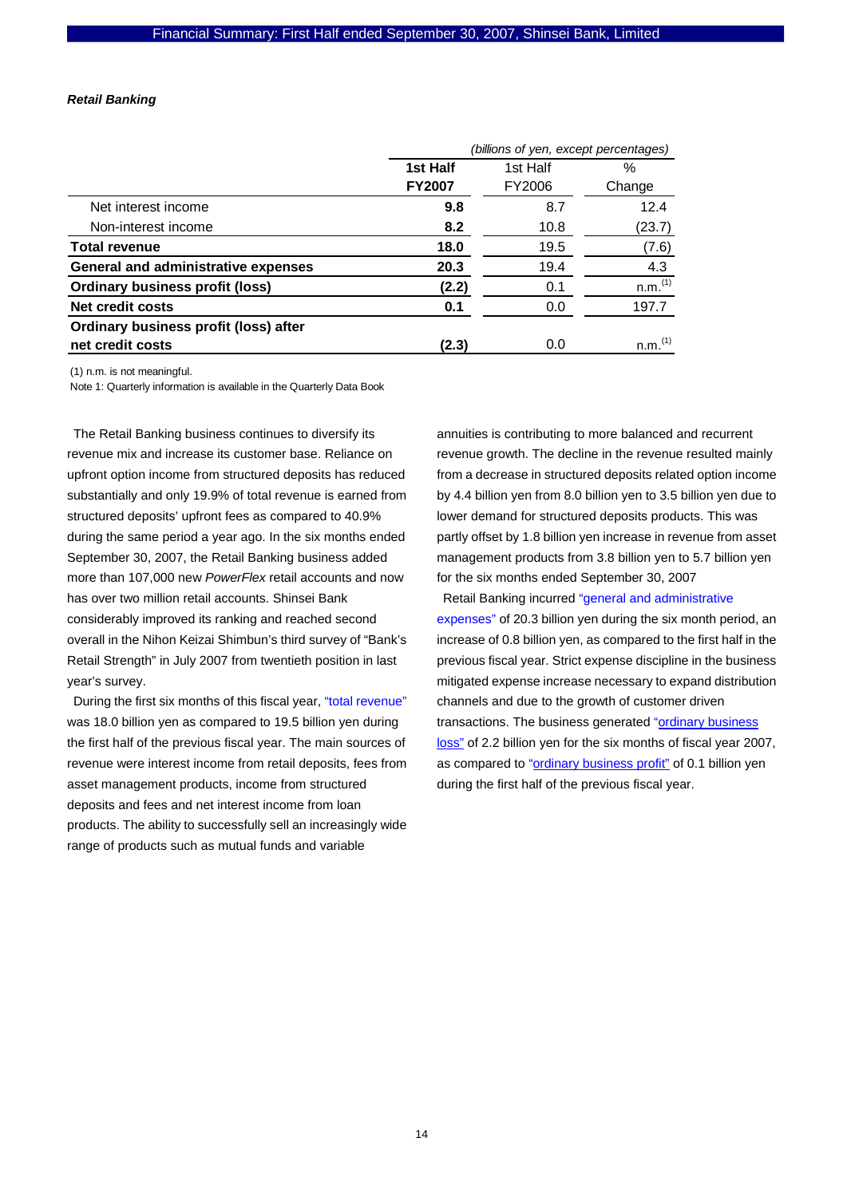### *Retail Banking*

| | *(billions of yen, except percentages)* | | |
|---|---|---|---|
| | **1st Half FY2007** | 1st Half FY2006 | % Change |
| Net interest income | **9.8** | 8.7 | 12.4 |
| Non-interest income | **8.2** | 10.8 | (23.7) |
| **Total revenue** | **18.0** | 19.5 | (7.6) |
| **General and administrative expenses** | **20.3** | 19.4 | 4.3 |
| **Ordinary business profit (loss)** | **(2.2)** | 0.1 | n.m.[1] |
| **Net credit costs** | **0.1** | 0.0 | 197.7 |
| **Ordinary business profit (loss) after net credit costs** | **(2.3)** | 0.0 | n.m.[1] |

(1) n.m. is not meaningful.

Note 1: Quarterly information is available in the Quarterly Data Book

The Retail Banking business continues to diversify its revenue mix and increase its customer base. Reliance on upfront option income from structured deposits has reduced substantially and only 19.9% of total revenue is earned from structured deposits' upfront fees as compared to 40.9% during the same period a year ago. In the six months ended September 30, 2007, the Retail Banking business added more than 107,000 new *PowerFlex* retail accounts and now has over two million retail accounts. Shinsei Bank considerably improved its ranking and reached second overall in the Nihon Keizai Shimbun's third survey of "Bank's Retail Strength" in July 2007 from twentieth position in last year's survey.

During the first six months of this fiscal year, "total revenue" was 18.0 billion yen as compared to 19.5 billion yen during the first half of the previous fiscal year. The main sources of revenue were interest income from retail deposits, fees from asset management products, income from structured deposits and fees and net interest income from loan products. The ability to successfully sell an increasingly wide range of products such as mutual funds and variable annuities is contributing to more balanced and recurrent revenue growth. The decline in the revenue resulted mainly from a decrease in structured deposits related option income by 4.4 billion yen from 8.0 billion yen to 3.5 billion yen due to lower demand for structured deposits products. This was partly offset by 1.8 billion yen increase in revenue from asset management products from 3.8 billion yen to 5.7 billion yen for the six months ended September 30, 2007

Retail Banking incurred "general and administrative expenses" of 20.3 billion yen during the six month period, an increase of 0.8 billion yen, as compared to the first half in the previous fiscal year. Strict expense discipline in the business mitigated expense increase necessary to expand distribution channels and due to the growth of customer driven transactions. The business generated "ordinary business loss" of 2.2 billion yen for the six months of fiscal year 2007, as compared to "ordinary business profit" of 0.1 billion yen during the first half of the previous fiscal year.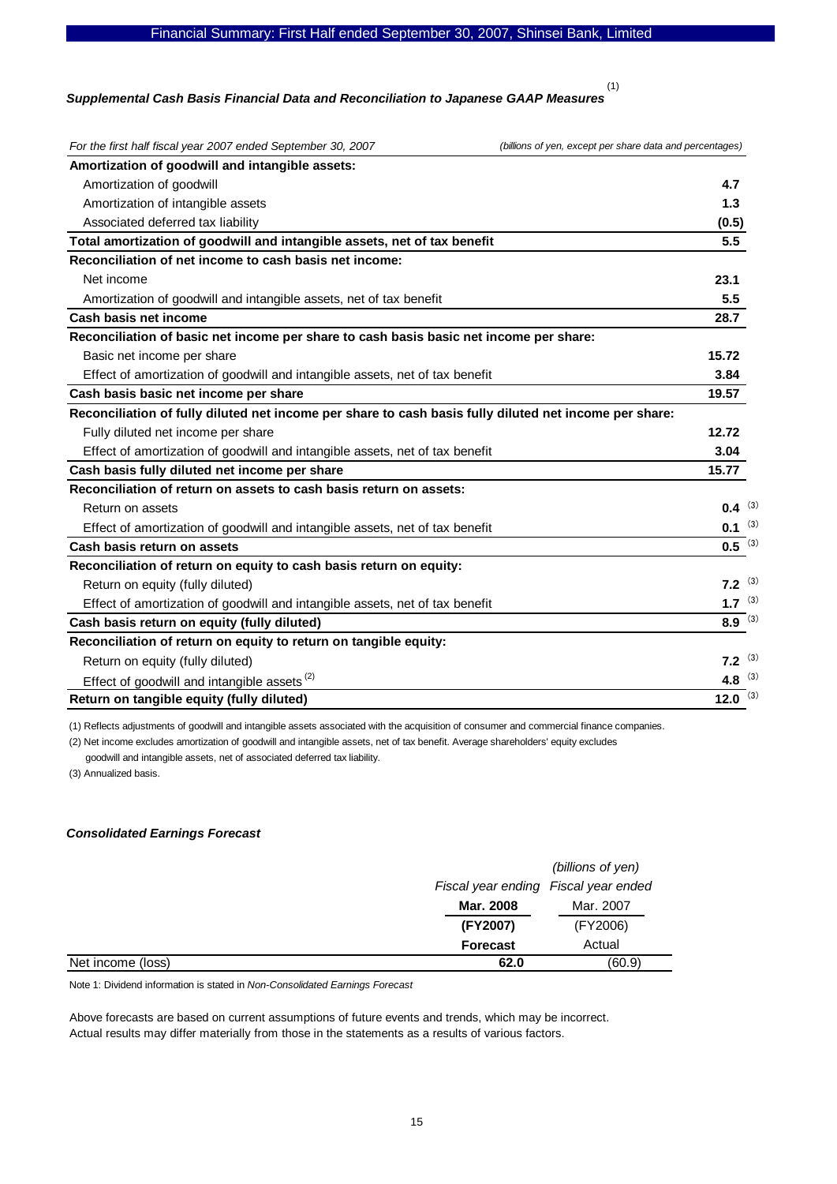### *Supplemental Cash Basis Financial Data and Reconciliation to Japanese GAAP Measures* [1]

| *For the first half fiscal year 2007 ended September 30, 2007* | *(billions of yen, except per share data and percentages)* |
|---|---|
| **Amortization of goodwill and intangible assets:** | |
| Amortization of goodwill | **4.7** |
| Amortization of intangible assets | **1.3** |
| Associated deferred tax liability | **(0.5)** |
| **Total amortization of goodwill and intangible assets, net of tax benefit** | **5.5** |
| **Reconciliation of net income to cash basis net income:** | |
| Net income | **23.1** |
| Amortization of goodwill and intangible assets, net of tax benefit | **5.5** |
| **Cash basis net income** | **28.7** |
| **Reconciliation of basic net income per share to cash basis basic net income per share:** | |
| Basic net income per share | **15.72** |
| Effect of amortization of goodwill and intangible assets, net of tax benefit | **3.84** |
| **Cash basis basic net income per share** | **19.57** |
| **Reconciliation of fully diluted net income per share to cash basis fully diluted net income per share:** | |
| Fully diluted net income per share | **12.72** |
| Effect of amortization of goodwill and intangible assets, net of tax benefit | **3.04** |
| **Cash basis fully diluted net income per share** | **15.77** |
| **Reconciliation of return on assets to cash basis return on assets:** | |
| Return on assets | **0.4** [3] |
| Effect of amortization of goodwill and intangible assets, net of tax benefit | **0.1** [3] |
| **Cash basis return on assets** | **0.5** [3] |
| **Reconciliation of return on equity to cash basis return on equity:** | |
| Return on equity (fully diluted) | **7.2** [3] |
| Effect of amortization of goodwill and intangible assets, net of tax benefit | **1.7** [3] |
| **Cash basis return on equity (fully diluted)** | **8.9** [3] |
| **Reconciliation of return on equity to return on tangible equity:** | |
| Return on equity (fully diluted) | **7.2** [3] |
| Effect of goodwill and intangible assets [2] | **4.8** [3] |
| **Return on tangible equity (fully diluted)** | **12.0** [3] |

(1) Reflects adjustments of goodwill and intangible assets associated with the acquisition of consumer and commercial finance companies.

(2) Net income excludes amortization of goodwill and intangible assets, net of tax benefit. Average shareholders' equity excludes goodwill and intangible assets, net of associated deferred tax liability.

(3) Annualized basis.

### *Consolidated Earnings Forecast*

| | *(billions of yen)* | |
|---|---|---|
| | *Fiscal year ending* | *Fiscal year ended* |
| | **Mar. 2008** | Mar. 2007 |
| | **(FY2007)** | (FY2006) |
| | **Forecast** | Actual |
| Net income (loss) | **62.0** | (60.9) |

Note 1: Dividend information is stated in *Non-Consolidated Earnings Forecast*

Above forecasts are based on current assumptions of future events and trends, which may be incorrect.
Actual results may differ materially from those in the statements as a results of various factors.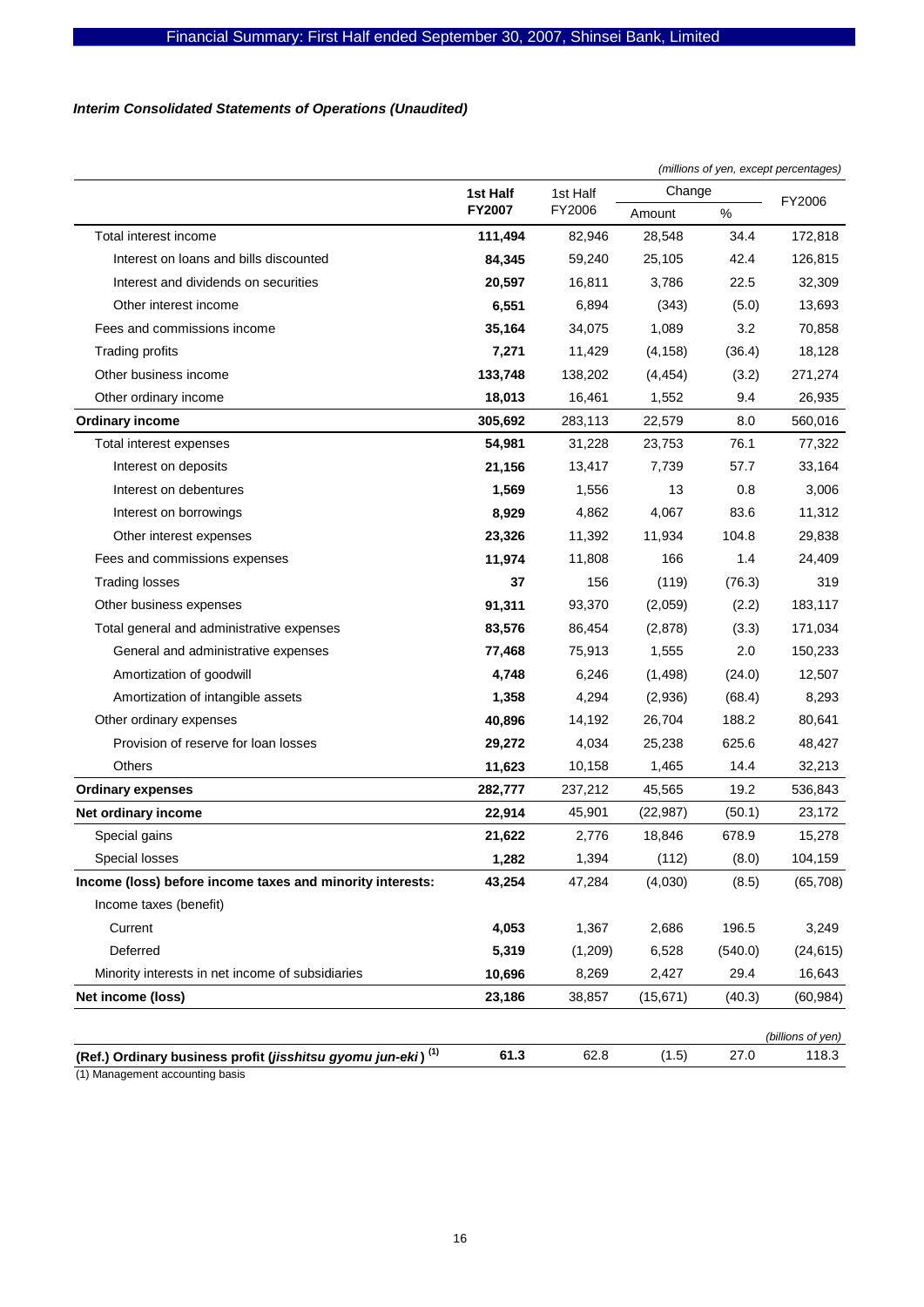### *Interim Consolidated Statements of Operations (Unaudited)*

*(millions of yen, except percentages)*

| | 1st Half FY2007 | 1st Half FY2006 | Change Amount | Change % | FY2006 |
|---|---|---|---|---|---|
| Total interest income | **111,494** | 82,946 | 28,548 | 34.4 | 172,818 |
| Interest on loans and bills discounted | **84,345** | 59,240 | 25,105 | 42.4 | 126,815 |
| Interest and dividends on securities | **20,597** | 16,811 | 3,786 | 22.5 | 32,309 |
| Other interest income | **6,551** | 6,894 | (343) | (5.0) | 13,693 |
| Fees and commissions income | **35,164** | 34,075 | 1,089 | 3.2 | 70,858 |
| Trading profits | **7,271** | 11,429 | (4,158) | (36.4) | 18,128 |
| Other business income | **133,748** | 138,202 | (4,454) | (3.2) | 271,274 |
| Other ordinary income | **18,013** | 16,461 | 1,552 | 9.4 | 26,935 |
| **Ordinary income** | **305,692** | 283,113 | 22,579 | 8.0 | 560,016 |
| Total interest expenses | **54,981** | 31,228 | 23,753 | 76.1 | 77,322 |
| Interest on deposits | **21,156** | 13,417 | 7,739 | 57.7 | 33,164 |
| Interest on debentures | **1,569** | 1,556 | 13 | 0.8 | 3,006 |
| Interest on borrowings | **8,929** | 4,862 | 4,067 | 83.6 | 11,312 |
| Other interest expenses | **23,326** | 11,392 | 11,934 | 104.8 | 29,838 |
| Fees and commissions expenses | **11,974** | 11,808 | 166 | 1.4 | 24,409 |
| Trading losses | **37** | 156 | (119) | (76.3) | 319 |
| Other business expenses | **91,311** | 93,370 | (2,059) | (2.2) | 183,117 |
| Total general and administrative expenses | **83,576** | 86,454 | (2,878) | (3.3) | 171,034 |
| General and administrative expenses | **77,468** | 75,913 | 1,555 | 2.0 | 150,233 |
| Amortization of goodwill | **4,748** | 6,246 | (1,498) | (24.0) | 12,507 |
| Amortization of intangible assets | **1,358** | 4,294 | (2,936) | (68.4) | 8,293 |
| Other ordinary expenses | **40,896** | 14,192 | 26,704 | 188.2 | 80,641 |
| Provision of reserve for loan losses | **29,272** | 4,034 | 25,238 | 625.6 | 48,427 |
| Others | **11,623** | 10,158 | 1,465 | 14.4 | 32,213 |
| **Ordinary expenses** | **282,777** | 237,212 | 45,565 | 19.2 | 536,843 |
| **Net ordinary income** | **22,914** | 45,901 | (22,987) | (50.1) | 23,172 |
| Special gains | **21,622** | 2,776 | 18,846 | 678.9 | 15,278 |
| Special losses | **1,282** | 1,394 | (112) | (8.0) | 104,159 |
| **Income (loss) before income taxes and minority interests:** | **43,254** | 47,284 | (4,030) | (8.5) | (65,708) |
| Income taxes (benefit) | | | | | |
| Current | **4,053** | 1,367 | 2,686 | 196.5 | 3,249 |
| Deferred | **5,319** | (1,209) | 6,528 | (540.0) | (24,615) |
| Minority interests in net income of subsidiaries | **10,696** | 8,269 | 2,427 | 29.4 | 16,643 |
| **Net income (loss)** | **23,186** | 38,857 | (15,671) | (40.3) | (60,984) |

*(billions of yen)*

| | | | | | |
|---|---|---|---|---|---|
| **(Ref.) Ordinary business profit (*jisshitsu gyomu jun-eki*) [1]** | **61.3** | 62.8 | (1.5) | 27.0 | 118.3 |

(1) Management accounting basis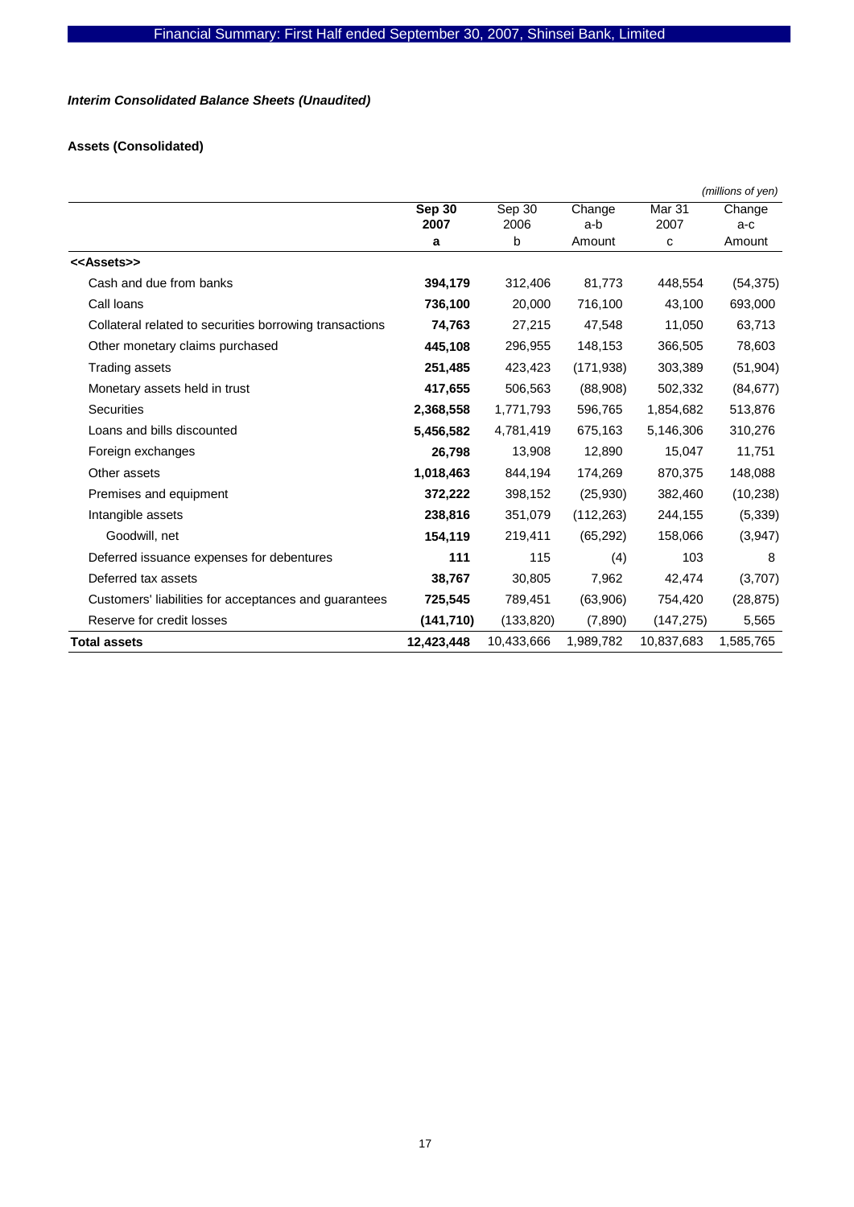*Interim Consolidated Balance Sheets (Unaudited)*

**Assets (Consolidated)**

*(millions of yen)*

| | Sep 30 2007 a | Sep 30 2006 b | Change a-b Amount | Mar 31 2007 c | Change a-c Amount |
|---|---|---|---|---|---|
| <<Assets>> | | | | | |
| Cash and due from banks | **394,179** | 312,406 | 81,773 | 448,554 | (54,375) |
| Call loans | **736,100** | 20,000 | 716,100 | 43,100 | 693,000 |
| Collateral related to securities borrowing transactions | **74,763** | 27,215 | 47,548 | 11,050 | 63,713 |
| Other monetary claims purchased | **445,108** | 296,955 | 148,153 | 366,505 | 78,603 |
| Trading assets | **251,485** | 423,423 | (171,938) | 303,389 | (51,904) |
| Monetary assets held in trust | **417,655** | 506,563 | (88,908) | 502,332 | (84,677) |
| Securities | **2,368,558** | 1,771,793 | 596,765 | 1,854,682 | 513,876 |
| Loans and bills discounted | **5,456,582** | 4,781,419 | 675,163 | 5,146,306 | 310,276 |
| Foreign exchanges | **26,798** | 13,908 | 12,890 | 15,047 | 11,751 |
| Other assets | **1,018,463** | 844,194 | 174,269 | 870,375 | 148,088 |
| Premises and equipment | **372,222** | 398,152 | (25,930) | 382,460 | (10,238) |
| Intangible assets | **238,816** | 351,079 | (112,263) | 244,155 | (5,339) |
| Goodwill, net | **154,119** | 219,411 | (65,292) | 158,066 | (3,947) |
| Deferred issuance expenses for debentures | **111** | 115 | (4) | 103 | 8 |
| Deferred tax assets | **38,767** | 30,805 | 7,962 | 42,474 | (3,707) |
| Customers' liabilities for acceptances and guarantees | **725,545** | 789,451 | (63,906) | 754,420 | (28,875) |
| Reserve for credit losses | **(141,710)** | (133,820) | (7,890) | (147,275) | 5,565 |
| **Total assets** | **12,423,448** | 10,433,666 | 1,989,782 | 10,837,683 | 1,585,765 |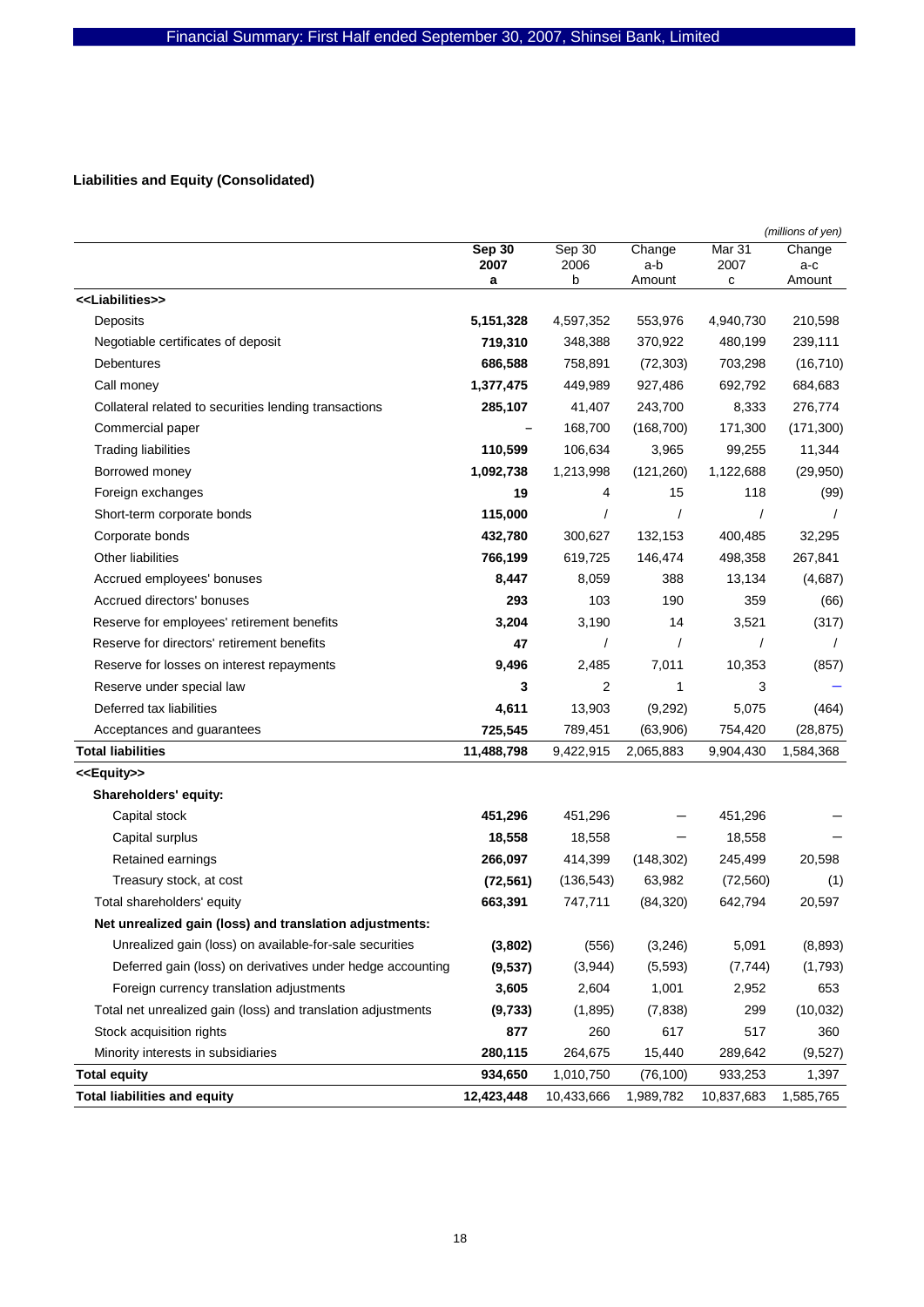## Liabilities and Equity (Consolidated)

*(millions of yen)*

| | **Sep 30 2007 a** | Sep 30 2006 b | Change a-b Amount | Mar 31 2007 c | Change a-c Amount |
|---|---|---|---|---|---|
| **<<Liabilities>>** | | | | | |
| Deposits | **5,151,328** | 4,597,352 | 553,976 | 4,940,730 | 210,598 |
| Negotiable certificates of deposit | **719,310** | 348,388 | 370,922 | 480,199 | 239,111 |
| Debentures | **686,588** | 758,891 | (72,303) | 703,298 | (16,710) |
| Call money | **1,377,475** | 449,989 | 927,486 | 692,792 | 684,683 |
| Collateral related to securities lending transactions | **285,107** | 41,407 | 243,700 | 8,333 | 276,774 |
| Commercial paper | **–** | 168,700 | (168,700) | 171,300 | (171,300) |
| Trading liabilities | **110,599** | 106,634 | 3,965 | 99,255 | 11,344 |
| Borrowed money | **1,092,738** | 1,213,998 | (121,260) | 1,122,688 | (29,950) |
| Foreign exchanges | **19** | 4 | 15 | 118 | (99) |
| Short-term corporate bonds | **115,000** | / | / | / | / |
| Corporate bonds | **432,780** | 300,627 | 132,153 | 400,485 | 32,295 |
| Other liabilities | **766,199** | 619,725 | 146,474 | 498,358 | 267,841 |
| Accrued employees' bonuses | **8,447** | 8,059 | 388 | 13,134 | (4,687) |
| Accrued directors' bonuses | **293** | 103 | 190 | 359 | (66) |
| Reserve for employees' retirement benefits | **3,204** | 3,190 | 14 | 3,521 | (317) |
| Reserve for directors' retirement benefits | **47** | / | / | / | / |
| Reserve for losses on interest repayments | **9,496** | 2,485 | 7,011 | 10,353 | (857) |
| Reserve under special law | **3** | 2 | 1 | 3 | — |
| Deferred tax liabilities | **4,611** | 13,903 | (9,292) | 5,075 | (464) |
| Acceptances and guarantees | **725,545** | 789,451 | (63,906) | 754,420 | (28,875) |
| **Total liabilities** | **11,488,798** | 9,422,915 | 2,065,883 | 9,904,430 | 1,584,368 |
| **<<Equity>>** | | | | | |
| **Shareholders' equity:** | | | | | |
| Capital stock | **451,296** | 451,296 | — | 451,296 | — |
| Capital surplus | **18,558** | 18,558 | — | 18,558 | — |
| Retained earnings | **266,097** | 414,399 | (148,302) | 245,499 | 20,598 |
| Treasury stock, at cost | **(72,561)** | (136,543) | 63,982 | (72,560) | (1) |
| Total shareholders' equity | **663,391** | 747,711 | (84,320) | 642,794 | 20,597 |
| **Net unrealized gain (loss) and translation adjustments:** | | | | | |
| Unrealized gain (loss) on available-for-sale securities | **(3,802)** | (556) | (3,246) | 5,091 | (8,893) |
| Deferred gain (loss) on derivatives under hedge accounting | **(9,537)** | (3,944) | (5,593) | (7,744) | (1,793) |
| Foreign currency translation adjustments | **3,605** | 2,604 | 1,001 | 2,952 | 653 |
| Total net unrealized gain (loss) and translation adjustments | **(9,733)** | (1,895) | (7,838) | 299 | (10,032) |
| Stock acquisition rights | **877** | 260 | 617 | 517 | 360 |
| Minority interests in subsidiaries | **280,115** | 264,675 | 15,440 | 289,642 | (9,527) |
| **Total equity** | **934,650** | 1,010,750 | (76,100) | 933,253 | 1,397 |
| **Total liabilities and equity** | **12,423,448** | 10,433,666 | 1,989,782 | 10,837,683 | 1,585,765 |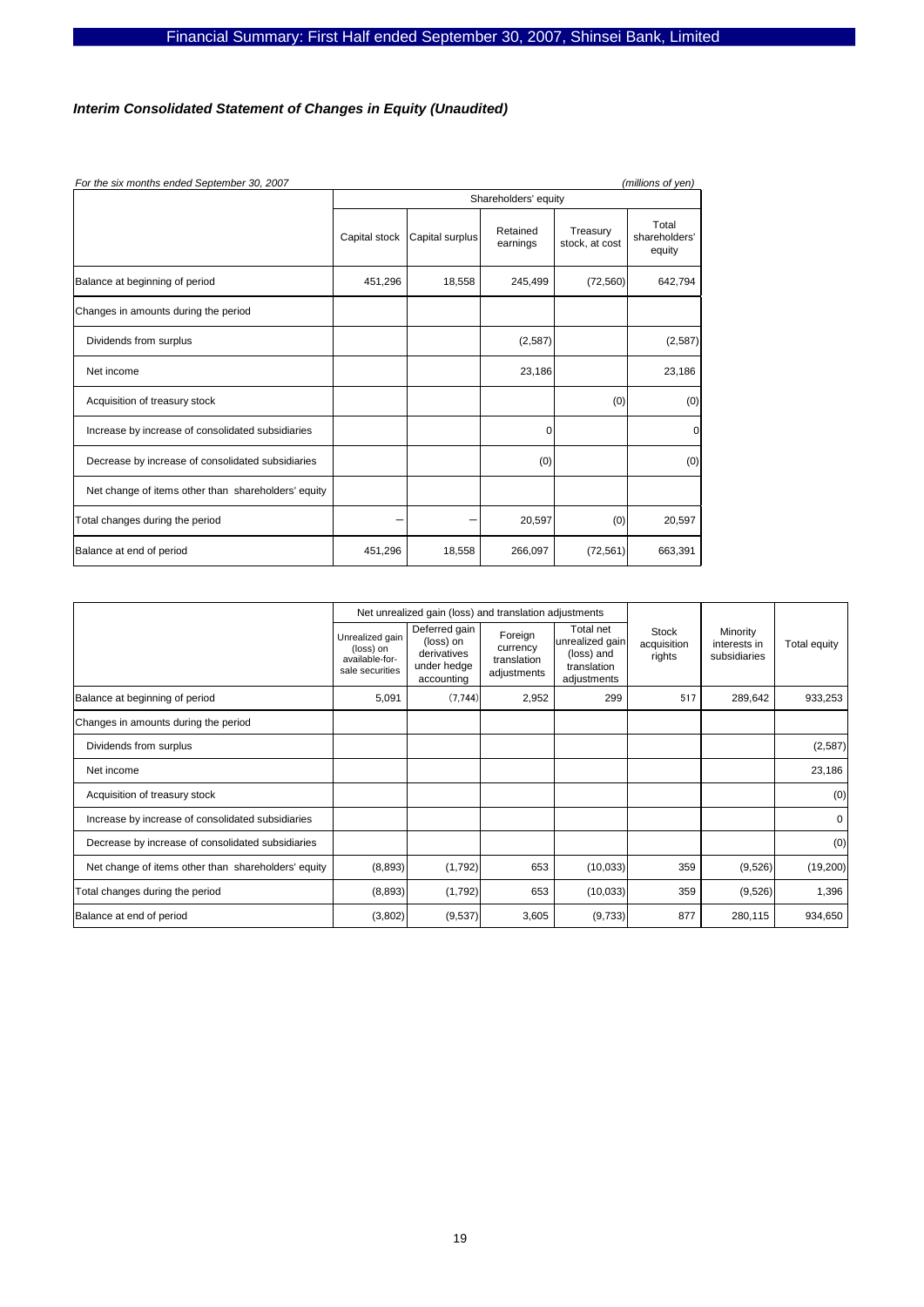### *Interim Consolidated Statement of Changes in Equity (Unaudited)*

*For the six months ended September 30, 2007* *(millions of yen)*

| | Shareholders' equity | | | | |
|---|---|---|---|---|---|
| | Capital stock | Capital surplus | Retained earnings | Treasury stock, at cost | Total shareholders' equity |
| Balance at beginning of period | 451,296 | 18,558 | 245,499 | (72,560) | 642,794 |
| Changes in amounts during the period | | | | | |
| Dividends from surplus | | | (2,587) | | (2,587) |
| Net income | | | 23,186 | | 23,186 |
| Acquisition of treasury stock | | | | (0) | (0) |
| Increase by increase of consolidated subsidiaries | | | 0 | | 0 |
| Decrease by increase of consolidated subsidiaries | | | (0) | | (0) |
| Net change of items other than shareholders' equity | | | | | |
| Total changes during the period | – | – | 20,597 | (0) | 20,597 |
| Balance at end of period | 451,296 | 18,558 | 266,097 | (72,561) | 663,391 |

| | Net unrealized gain (loss) and translation adjustments | | | | | | |
|---|---|---|---|---|---|---|---|
| | Unrealized gain (loss) on available-for-sale securities | Deferred gain (loss) on derivatives under hedge accounting | Foreign currency translation adjustments | Total net unrealized gain (loss) and translation adjustments | Stock acquisition rights | Minority interests in subsidiaries | Total equity |
| Balance at beginning of period | 5,091 | (7,744) | 2,952 | 299 | 517 | 289,642 | 933,253 |
| Changes in amounts during the period | | | | | | | |
| Dividends from surplus | | | | | | | (2,587) |
| Net income | | | | | | | 23,186 |
| Acquisition of treasury stock | | | | | | | (0) |
| Increase by increase of consolidated subsidiaries | | | | | | | 0 |
| Decrease by increase of consolidated subsidiaries | | | | | | | (0) |
| Net change of items other than shareholders' equity | (8,893) | (1,792) | 653 | (10,033) | 359 | (9,526) | (19,200) |
| Total changes during the period | (8,893) | (1,792) | 653 | (10,033) | 359 | (9,526) | 1,396 |
| Balance at end of period | (3,802) | (9,537) | 3,605 | (9,733) | 877 | 280,115 | 934,650 |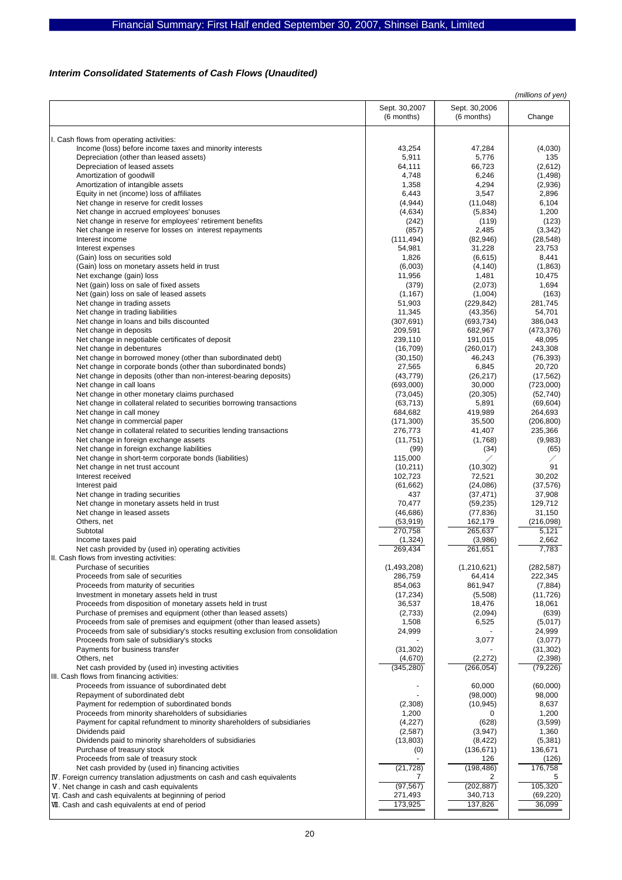## *Interim Consolidated Statements of Cash Flows (Unaudited)*

*(millions of yen)*

| | Sept. 30,2007 (6 months) | Sept. 30,2006 (6 months) | Change |
|---|---|---|---|
| I. Cash flows from operating activities: | | | |
| Income (loss) before income taxes and minority interests | 43,254 | 47,284 | (4,030) |
| Depreciation (other than leased assets) | 5,911 | 5,776 | 135 |
| Depreciation of leased assets | 64,111 | 66,723 | (2,612) |
| Amortization of goodwill | 4,748 | 6,246 | (1,498) |
| Amortization of intangible assets | 1,358 | 4,294 | (2,936) |
| Equity in net (income) loss of affiliates | 6,443 | 3,547 | 2,896 |
| Net change in reserve for credit losses | (4,944) | (11,048) | 6,104 |
| Net change in accrued employees' bonuses | (4,634) | (5,834) | 1,200 |
| Net change in reserve for employees' retirement benefits | (242) | (119) | (123) |
| Net change in reserve for losses on interest repayments | (857) | 2,485 | (3,342) |
| Interest income | (111,494) | (82,946) | (28,548) |
| Interest expenses | 54,981 | 31,228 | 23,753 |
| (Gain) loss on securities sold | 1,826 | (6,615) | 8,441 |
| (Gain) loss on monetary assets held in trust | (6,003) | (4,140) | (1,863) |
| Net exchange (gain) loss | 11,956 | 1,481 | 10,475 |
| Net (gain) loss on sale of fixed assets | (379) | (2,073) | 1,694 |
| Net (gain) loss on sale of leased assets | (1,167) | (1,004) | (163) |
| Net change in trading assets | 51,903 | (229,842) | 281,745 |
| Net change in trading liabilities | 11,345 | (43,356) | 54,701 |
| Net change in loans and bills discounted | (307,691) | (693,734) | 386,043 |
| Net change in deposits | 209,591 | 682,967 | (473,376) |
| Net change in negotiable certificates of deposit | 239,110 | 191,015 | 48,095 |
| Net change in debentures | (16,709) | (260,017) | 243,308 |
| Net change in borrowed money (other than subordinated debt) | (30,150) | 46,243 | (76,393) |
| Net change in corporate bonds (other than subordinated bonds) | 27,565 | 6,845 | 20,720 |
| Net change in deposits (other than non-interest-bearing deposits) | (43,779) | (26,217) | (17,562) |
| Net change in call loans | (693,000) | 30,000 | (723,000) |
| Net change in other monetary claims purchased | (73,045) | (20,305) | (52,740) |
| Net change in collateral related to securities borrowing transactions | (63,713) | 5,891 | (69,604) |
| Net change in call money | 684,682 | 419,989 | 264,693 |
| Net change in commercial paper | (171,300) | 35,500 | (206,800) |
| Net change in collateral related to securities lending transactions | 276,773 | 41,407 | 235,366 |
| Net change in foreign exchange assets | (11,751) | (1,768) | (9,983) |
| Net change in foreign exchange liabilities | (99) | (34) | (65) |
| Net change in short-term corporate bonds (liabilities) | 115,000 | / | / |
| Net change in net trust account | (10,211) | (10,302) | 91 |
| Interest received | 102,723 | 72,521 | 30,202 |
| Interest paid | (61,662) | (24,086) | (37,576) |
| Net change in trading securities | 437 | (37,471) | 37,908 |
| Net change in monetary assets held in trust | 70,477 | (59,235) | 129,712 |
| Net change in leased assets | (46,686) | (77,836) | 31,150 |
| Others, net | (53,919) | 162,179 | (216,098) |
| Subtotal | 270,758 | 265,637 | 5,121 |
| Income taxes paid | (1,324) | (3,986) | 2,662 |
| Net cash provided by (used in) operating activities | 269,434 | 261,651 | 7,783 |
| II. Cash flows from investing activities: | | | |
| Purchase of securities | (1,493,208) | (1,210,621) | (282,587) |
| Proceeds from sale of securities | 286,759 | 64,414 | 222,345 |
| Proceeds from maturity of securities | 854,063 | 861,947 | (7,884) |
| Investment in monetary assets held in trust | (17,234) | (5,508) | (11,726) |
| Proceeds from disposition of monetary assets held in trust | 36,537 | 18,476 | 18,061 |
| Purchase of premises and equipment (other than leased assets) | (2,733) | (2,094) | (639) |
| Proceeds from sale of premises and equipment (other than leased assets) | 1,508 | 6,525 | (5,017) |
| Proceeds from sale of subsidiary's stocks resulting exclusion from consolidation | 24,999 | - | 24,999 |
| Proceeds from sale of subsidiary's stocks | - | 3,077 | (3,077) |
| Payments for business transfer | (31,302) | - | (31,302) |
| Others, net | (4,670) | (2,272) | (2,398) |
| Net cash provided by (used in) investing activities | (345,280) | (266,054) | (79,226) |
| III. Cash flows from financing activities: | | | |
| Proceeds from issuance of subordinated debt | - | 60,000 | (60,000) |
| Repayment of subordinated debt | - | (98,000) | 98,000 |
| Payment for redemption of subordinated bonds | (2,308) | (10,945) | 8,637 |
| Proceeds from minority shareholders of subsidiaries | 1,200 | 0 | 1,200 |
| Payment for capital refundment to minority shareholders of subsidiaries | (4,227) | (628) | (3,599) |
| Dividends paid | (2,587) | (3,947) | 1,360 |
| Dividends paid to minority shareholders of subsidiaries | (13,803) | (8,422) | (5,381) |
| Purchase of treasury stock | (0) | (136,671) | 136,671 |
| Proceeds from sale of treasury stock | - | 126 | (126) |
| Net cash provided by (used in) financing activities | (21,728) | (198,486) | 176,758 |
| IV. Foreign currency translation adjustments on cash and cash equivalents | 7 | 2 | 5 |
| V. Net change in cash and cash equivalents | (97,567) | (202,887) | 105,320 |
| VI. Cash and cash equivalents at beginning of period | 271,493 | 340,713 | (69,220) |
| VII. Cash and cash equivalents at end of period | 173,925 | 137,826 | 36,099 |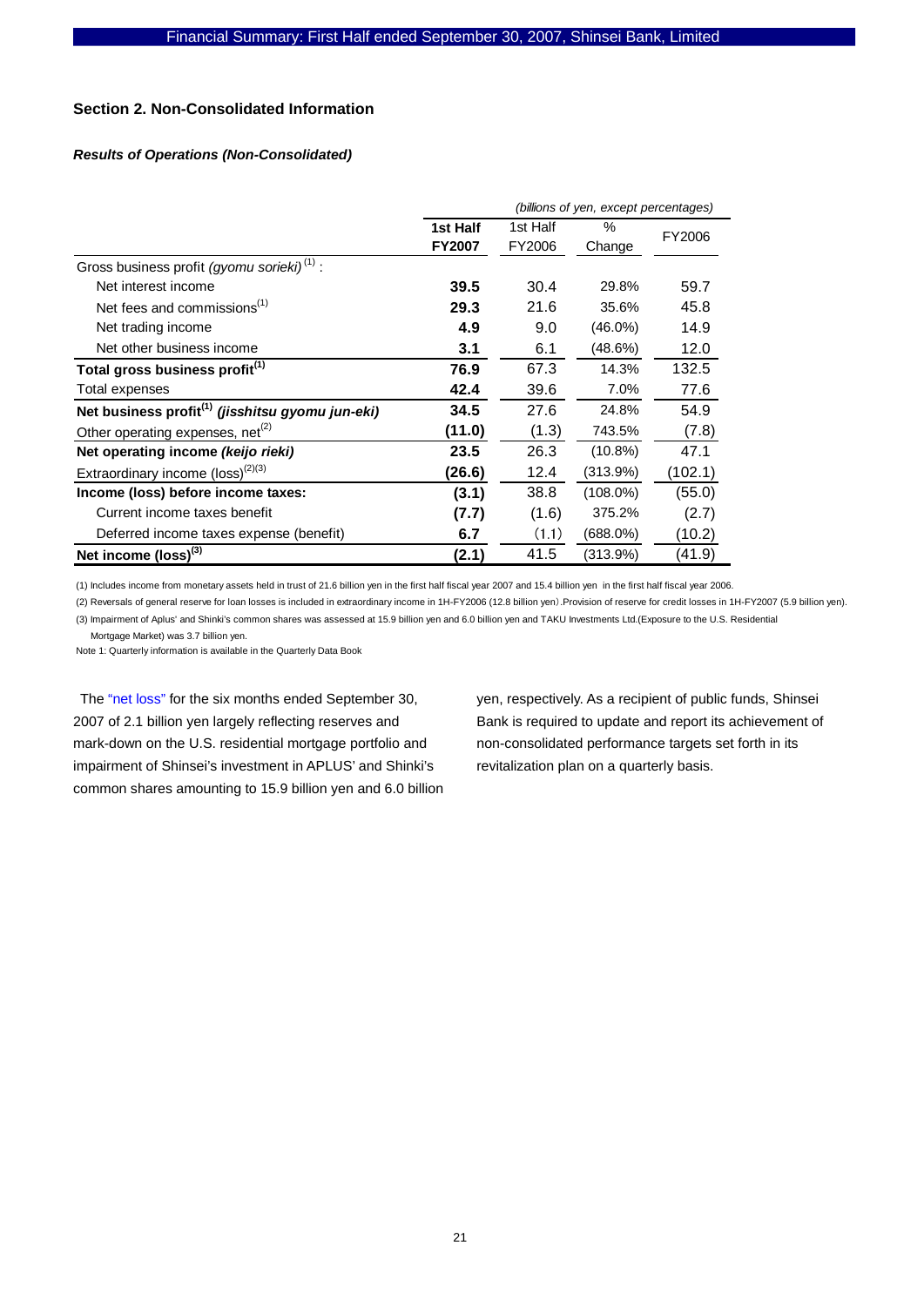## Section 2. Non-Consolidated Information

### *Results of Operations (Non-Consolidated)*

*(billions of yen, except percentages)*

| | **1st Half FY2007** | 1st Half FY2006 | % Change | FY2006 |
|---|---|---|---|---|
| Gross business profit *(gyomu snrieki)* [1] : | | | | |
| Net interest income | **39.5** | 30.4 | 29.8% | 59.7 |
| Net fees and commissions[1] | **29.3** | 21.6 | 35.6% | 45.8 |
| Net trading income | **4.9** | 9.0 | (46.0%) | 14.9 |
| Net other business income | **3.1** | 6.1 | (48.6%) | 12.0 |
| **Total gross business profit[1]** | **76.9** | 67.3 | 14.3% | 132.5 |
| Total expenses | **42.4** | 39.6 | 7.0% | 77.6 |
| **Net business profit[1] *(jisshitsu gyomu jun-eki)*** | **34.5** | 27.6 | 24.8% | 54.9 |
| Other operating expenses, net[2] | **(11.0)** | (1.3) | 743.5% | (7.8) |
| **Net operating income *(keijo rieki)*** | **23.5** | 26.3 | (10.8%) | 47.1 |
| Extraordinary income (loss)[2][3] | **(26.6)** | 12.4 | (313.9%) | (102.1) |
| **Income (loss) before income taxes:** | **(3.1)** | 38.8 | (108.0%) | (55.0) |
| Current income taxes benefit | **(7.7)** | (1.6) | 375.2% | (2.7) |
| Deferred income taxes expense (benefit) | **6.7** | (1.1) | (688.0%) | (10.2) |
| **Net income (loss)[3]** | **(2.1)** | 41.5 | (313.9%) | (41.9) |

(1) Includes income from monetary assets held in trust of 21.6 billion yen in the first half fiscal year 2007 and 15.4 billion yen in the first half fiscal year 2006.

(2) Reversals of general reserve for loan losses is included in extraordinary income in 1H-FY2006 (12.8 billion yen).Provision of reserve for credit losses in 1H-FY2007 (5.9 billion yen).

(3) Impairment of Aplus' and Shinki's common shares was assessed at 15.9 billion yen and 6.0 billion yen and TAKU Investments Ltd.(Exposure to the U.S. Residential Mortgage Market) was 3.7 billion yen.

Note 1: Quarterly information is available in the Quarterly Data Book

The "net loss" for the six months ended September 30, 2007 of 2.1 billion yen largely reflecting reserves and mark-down on the U.S. residential mortgage portfolio and impairment of Shinsei's investment in APLUS' and Shinki's common shares amounting to 15.9 billion yen and 6.0 billion yen, respectively. As a recipient of public funds, Shinsei Bank is required to update and report its achievement of non-consolidated performance targets set forth in its revitalization plan on a quarterly basis.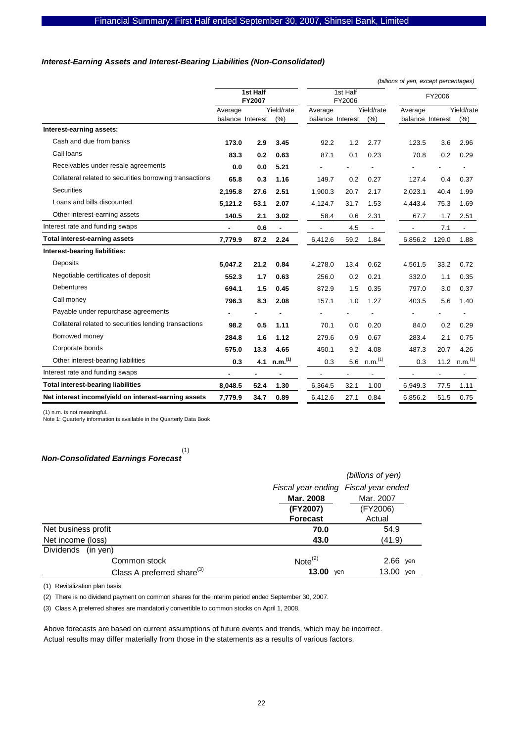### *Interest-Earning Assets and Interest-Bearing Liabilities (Non-Consolidated)*

*(billions of yen, except percentages)*

| | **1st Half FY2007** | | | 1st Half FY2006 | | | FY2006 | | |
|---|---|---|---|---|---|---|---|---|---|
| | Average balance | Interest | Yield/rate (%) | Average balance | Interest | Yield/rate (%) | Average balance | Interest | Yield/rate (%) |
| **Interest-earning assets:** | | | | | | | | | |
| Cash and due from banks | **173.0** | **2.9** | **3.45** | 92.2 | 1.2 | 2.77 | 123.5 | 3.6 | 2.96 |
| Call loans | **83.3** | **0.2** | **0.63** | 87.1 | 0.1 | 0.23 | 70.8 | 0.2 | 0.29 |
| Receivables under resale agreements | **0.0** | **0.0** | **5.21** | - | - | - | - | - | - |
| Collateral related to securities borrowing transactions | **65.8** | **0.3** | **1.16** | 149.7 | 0.2 | 0.27 | 127.4 | 0.4 | 0.37 |
| Securities | **2,195.8** | **27.6** | **2.51** | 1,900.3 | 20.7 | 2.17 | 2,023.1 | 40.4 | 1.99 |
| Loans and bills discounted | **5,121.2** | **53.1** | **2.07** | 4,124.7 | 31.7 | 1.53 | 4,443.4 | 75.3 | 1.69 |
| Other interest-earning assets | **140.5** | **2.1** | **3.02** | 58.4 | 0.6 | 2.31 | 67.7 | 1.7 | 2.51 |
| Interest rate and funding swaps | **-** | **0.6** | **-** | - | 4.5 | - | - | 7.1 | - |
| **Total interest-earning assets** | **7,779.9** | **87.2** | **2.24** | 6,412.6 | 59.2 | 1.84 | 6,856.2 | 129.0 | 1.88 |
| **Interest-bearing liabilities:** | | | | | | | | | |
| Deposits | **5,047.2** | **21.2** | **0.84** | 4,278.0 | 13.4 | 0.62 | 4,561.5 | 33.2 | 0.72 |
| Negotiable certificates of deposit | **552.3** | **1.7** | **0.63** | 256.0 | 0.2 | 0.21 | 332.0 | 1.1 | 0.35 |
| Debentures | **694.1** | **1.5** | **0.45** | 872.9 | 1.5 | 0.35 | 797.0 | 3.0 | 0.37 |
| Call money | **796.3** | **8.3** | **2.08** | 157.1 | 1.0 | 1.27 | 403.5 | 5.6 | 1.40 |
| Payable under repurchase agreements | **-** | **-** | **-** | - | - | - | - | - | - |
| Collateral related to securities lending transactions | **98.2** | **0.5** | **1.11** | 70.1 | 0.0 | 0.20 | 84.0 | 0.2 | 0.29 |
| Borrowed money | **284.8** | **1.6** | **1.12** | 279.6 | 0.9 | 0.67 | 283.4 | 2.1 | 0.75 |
| Corporate bonds | **575.0** | **13.3** | **4.65** | 450.1 | 9.2 | 4.08 | 487.3 | 20.7 | 4.26 |
| Other interest-bearing liabilities | **0.3** | **4.1** | **n.m.(1)** | 0.3 | 5.6 | n.m.(1) | 0.3 | 11.2 | n.m.(1) |
| Interest rate and funding swaps | **-** | **-** | **-** | - | - | - | - | - | - |
| **Total interest-bearing liabilities** | **8,048.5** | **52.4** | **1.30** | 6,364.5 | 32.1 | 1.00 | 6,949.3 | 77.5 | 1.11 |
| **Net interest income/yield on interest-earning assets** | **7,779.9** | **34.7** | **0.89** | 6,412.6 | 27.1 | 0.84 | 6,856.2 | 51.5 | 0.75 |

(1) n.m. is not meaningful.
Note 1: Quarterly information is available in the Quarterly Data Book

### *Non-Consolidated Earnings Forecast* (1)

*(billions of yen)*

| | *Fiscal year ending* **Mar. 2008 (FY2007) Forecast** | *Fiscal year ended* Mar. 2007 (FY2006) Actual |
|---|---|---|
| Net business profit | **70.0** | 54.9 |
| Net income (loss) | **43.0** | (41.9) |
| Dividends (in yen) | | |
| Common stock | Note(2) | 2.66 yen |
| Class A preferred share(3) | **13.00** yen | 13.00 yen |

(1) Revitalization plan basis

(2) There is no dividend payment on common shares for the interim period ended September 30, 2007.

(3) Class A preferred shares are mandatorily convertible to common stocks on April 1, 2008.

Above forecasts are based on current assumptions of future events and trends, which may be incorrect.
Actual results may differ materially from those in the statements as a results of various factors.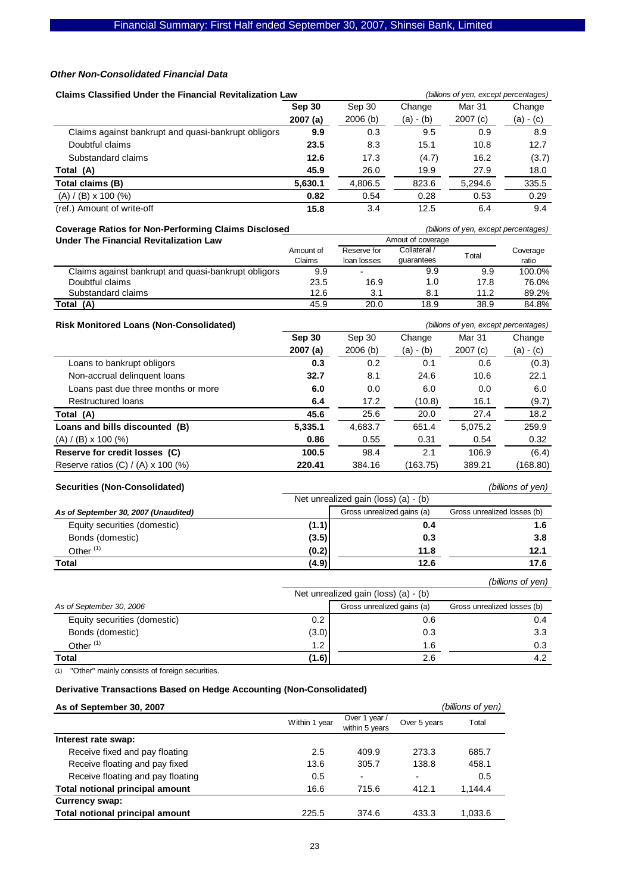### *Other Non-Consolidated Financial Data*

**Claims Classified Under the Financial Revitalization Law** *(billions of yen, except percentages)*

| | **Sep 30 2007 (a)** | Sep 30 2006 (b) | Change (a) - (b) | Mar 31 2007 (c) | Change (a) - (c) |
|---|---|---|---|---|---|
| Claims against bankrupt and quasi-bankrupt obligors | **9.9** | 0.3 | 9.5 | 0.9 | 8.9 |
| Doubtful claims | **23.5** | 8.3 | 15.1 | 10.8 | 12.7 |
| Substandard claims | **12.6** | 17.3 | (4.7) | 16.2 | (3.7) |
| **Total (A)** | **45.9** | 26.0 | 19.9 | 27.9 | 18.0 |
| **Total claims (B)** | **5,630.1** | 4,806.5 | 823.6 | 5,294.6 | 335.5 |
| (A) / (B) x 100 (%) | **0.82** | 0.54 | 0.28 | 0.53 | 0.29 |
| (ref.) Amount of write-off | **15.8** | 3.4 | 12.5 | 6.4 | 9.4 |

**Coverage Ratios for Non-Performing Claims Disclosed Under The Financial Revitalization Law** *(billions of yen, except percentages)*

| | Amount of Claims | Amout of coverage | | | Coverage ratio |
|---|---|---|---|---|---|
| | | Reserve for loan losses | Collateral / guarantees | Total | |
| Claims against bankrupt and quasi-bankrupt obligors | 9.9 | - | 9.9 | 9.9 | 100.0% |
| Doubtful claims | 23.5 | 16.9 | 1.0 | 17.8 | 76.0% |
| Substandard claims | 12.6 | 3.1 | 8.1 | 11.2 | 89.2% |
| **Total (A)** | 45.9 | 20.0 | 18.9 | 38.9 | 84.8% |

**Risk Monitored Loans (Non-Consolidated)** *(billions of yen, except percentages)*

| | **Sep 30 2007 (a)** | Sep 30 2006 (b) | Change (a) - (b) | Mar 31 2007 (c) | Change (a) - (c) |
|---|---|---|---|---|---|
| Loans to bankrupt obligors | **0.3** | 0.2 | 0.1 | 0.6 | (0.3) |
| Non-accrual delinquent loans | **32.7** | 8.1 | 24.6 | 10.6 | 22.1 |
| Loans past due three months or more | **6.0** | 0.0 | 6.0 | 0.0 | 6.0 |
| Restructured loans | **6.4** | 17.2 | (10.8) | 16.1 | (9.7) |
| **Total (A)** | **45.6** | 25.6 | 20.0 | 27.4 | 18.2 |
| **Loans and bills discounted (B)** | **5,335.1** | 4,683.7 | 651.4 | 5,075.2 | 259.9 |
| (A) / (B) x 100 (%) | **0.86** | 0.55 | 0.31 | 0.54 | 0.32 |
| **Reserve for credit losses (C)** | **100.5** | 98.4 | 2.1 | 106.9 | (6.4) |
| Reserve ratios (C) / (A) x 100 (%) | **220.41** | 384.16 | (163.75) | 389.21 | (168.80) |

**Securities (Non-Consolidated)** *(billions of yen)*

| *As of September 30, 2007 (Unaudited)* | Net unrealized gain (loss) (a) - (b) | Gross unrealized gains (a) | Gross unrealized losses (b) |
|---|---|---|---|
| Equity securities (domestic) | **(1.1)** | **0.4** | **1.6** |
| Bonds (domestic) | **(3.5)** | **0.3** | **3.8** |
| Other [(1)] | **(0.2)** | **11.8** | **12.1** |
| **Total** | **(4.9)** | **12.6** | **17.6** |

*(billions of yen)*

| *As of September 30, 2006* | Net unrealized gain (loss) (a) - (b) | Gross unrealized gains (a) | Gross unrealized losses (b) |
|---|---|---|---|
| Equity securities (domestic) | 0.2 | 0.6 | 0.4 |
| Bonds (domestic) | (3.0) | 0.3 | 3.3 |
| Other [(1)] | 1.2 | 1.6 | 0.3 |
| **Total** | (1.6) | 2.6 | 4.2 |

(1) "Other" mainly consists of foreign securities.

**Derivative Transactions Based on Hedge Accounting (Non-Consolidated)**

**As of September 30, 2007** *(billions of yen)*

| | Within 1 year | Over 1 year / within 5 years | Over 5 years | Total |
|---|---|---|---|---|
| **Interest rate swap:** | | | | |
| Receive fixed and pay floating | 2.5 | 409.9 | 273.3 | 685.7 |
| Receive floating and pay fixed | 13.6 | 305.7 | 138.8 | 458.1 |
| Receive floating and pay floating | 0.5 | - | - | 0.5 |
| **Total notional principal amount** | 16.6 | 715.6 | 412.1 | 1,144.4 |
| **Currency swap:** | | | | |
| **Total notional principal amount** | 225.5 | 374.6 | 433.3 | 1,033.6 |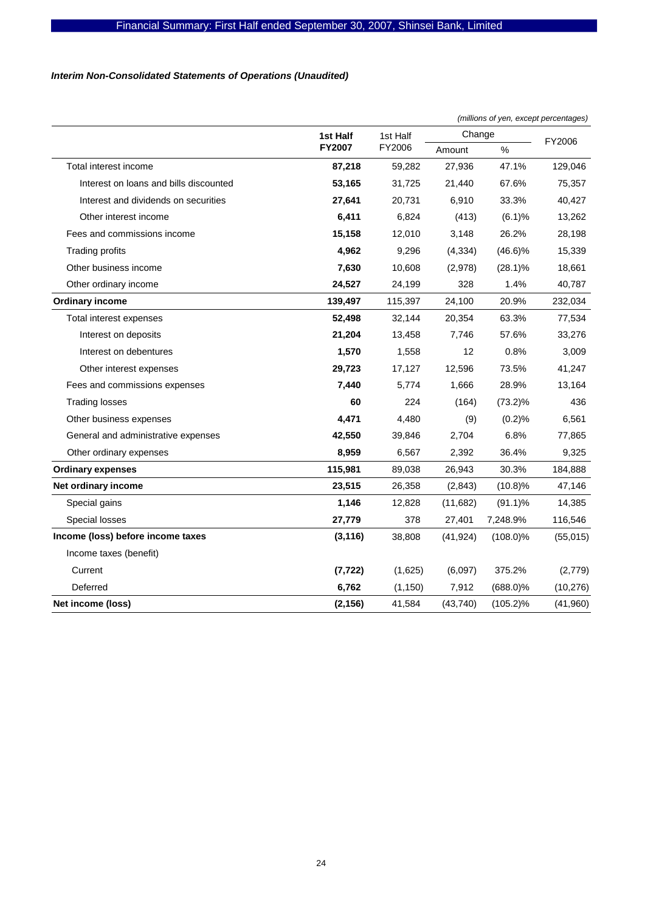*Interim Non-Consolidated Statements of Operations (Unaudited)*

*(millions of yen, except percentages)*

| | 1st Half FY2007 | 1st Half FY2006 | Change | | FY2006 |
|---|---|---|---|---|---|
| | | | Amount | % | |
| Total interest income | **87,218** | 59,282 | 27,936 | 47.1% | 129,046 |
| Interest on loans and bills discounted | **53,165** | 31,725 | 21,440 | 67.6% | 75,357 |
| Interest and dividends on securities | **27,641** | 20,731 | 6,910 | 33.3% | 40,427 |
| Other interest income | **6,411** | 6,824 | (413) | (6.1)% | 13,262 |
| Fees and commissions income | **15,158** | 12,010 | 3,148 | 26.2% | 28,198 |
| Trading profits | **4,962** | 9,296 | (4,334) | (46.6)% | 15,339 |
| Other business income | **7,630** | 10,608 | (2,978) | (28.1)% | 18,661 |
| Other ordinary income | **24,527** | 24,199 | 328 | 1.4% | 40,787 |
| **Ordinary income** | **139,497** | 115,397 | 24,100 | 20.9% | 232,034 |
| Total interest expenses | **52,498** | 32,144 | 20,354 | 63.3% | 77,534 |
| Interest on deposits | **21,204** | 13,458 | 7,746 | 57.6% | 33,276 |
| Interest on debentures | **1,570** | 1,558 | 12 | 0.8% | 3,009 |
| Other interest expenses | **29,723** | 17,127 | 12,596 | 73.5% | 41,247 |
| Fees and commissions expenses | **7,440** | 5,774 | 1,666 | 28.9% | 13,164 |
| Trading losses | **60** | 224 | (164) | (73.2)% | 436 |
| Other business expenses | **4,471** | 4,480 | (9) | (0.2)% | 6,561 |
| General and administrative expenses | **42,550** | 39,846 | 2,704 | 6.8% | 77,865 |
| Other ordinary expenses | **8,959** | 6,567 | 2,392 | 36.4% | 9,325 |
| **Ordinary expenses** | **115,981** | 89,038 | 26,943 | 30.3% | 184,888 |
| **Net ordinary income** | **23,515** | 26,358 | (2,843) | (10.8)% | 47,146 |
| Special gains | **1,146** | 12,828 | (11,682) | (91.1)% | 14,385 |
| Special losses | **27,779** | 378 | 27,401 | 7,248.9% | 116,546 |
| **Income (loss) before income taxes** | **(3,116)** | 38,808 | (41,924) | (108.0)% | (55,015) |
| Income taxes (benefit) | | | | | |
| Current | **(7,722)** | (1,625) | (6,097) | 375.2% | (2,779) |
| Deferred | **6,762** | (1,150) | 7,912 | (688.0)% | (10,276) |
| **Net income (loss)** | **(2,156)** | 41,584 | (43,740) | (105.2)% | (41,960) |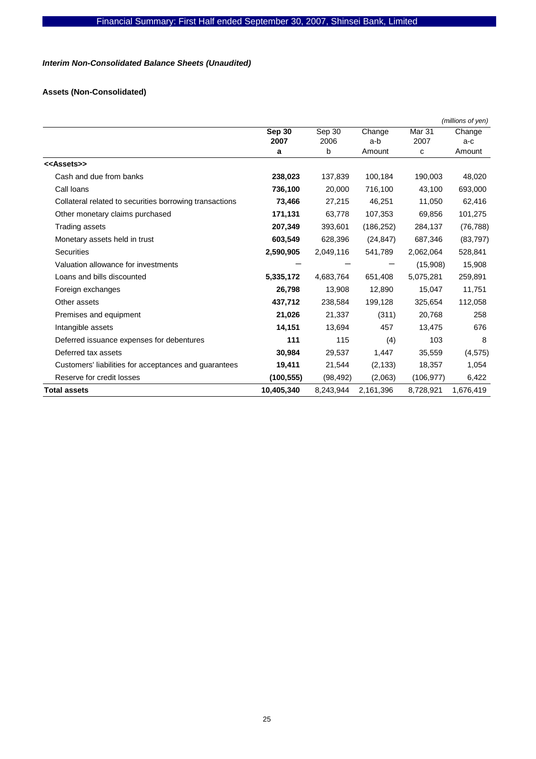*Interim Non-Consolidated Balance Sheets (Unaudited)*

**Assets (Non-Consolidated)**

*(millions of yen)*

| | **Sep 30 2007** | Sep 30 2006 | Change a-b | Mar 31 2007 | Change a-c |
|---|---|---|---|---|---|
| | **a** | b | Amount | c | Amount |
| **<<Assets>>** | | | | | |
| Cash and due from banks | **238,023** | 137,839 | 100,184 | 190,003 | 48,020 |
| Call loans | **736,100** | 20,000 | 716,100 | 43,100 | 693,000 |
| Collateral related to securities borrowing transactions | **73,466** | 27,215 | 46,251 | 11,050 | 62,416 |
| Other monetary claims purchased | **171,131** | 63,778 | 107,353 | 69,856 | 101,275 |
| Trading assets | **207,349** | 393,601 | (186,252) | 284,137 | (76,788) |
| Monetary assets held in trust | **603,549** | 628,396 | (24,847) | 687,346 | (83,797) |
| Securities | **2,590,905** | 2,049,116 | 541,789 | 2,062,064 | 528,841 |
| Valuation allowance for investments | **—** | — | — | (15,908) | 15,908 |
| Loans and bills discounted | **5,335,172** | 4,683,764 | 651,408 | 5,075,281 | 259,891 |
| Foreign exchanges | **26,798** | 13,908 | 12,890 | 15,047 | 11,751 |
| Other assets | **437,712** | 238,584 | 199,128 | 325,654 | 112,058 |
| Premises and equipment | **21,026** | 21,337 | (311) | 20,768 | 258 |
| Intangible assets | **14,151** | 13,694 | 457 | 13,475 | 676 |
| Deferred issuance expenses for debentures | **111** | 115 | (4) | 103 | 8 |
| Deferred tax assets | **30,984** | 29,537 | 1,447 | 35,559 | (4,575) |
| Customers' liabilities for acceptances and guarantees | **19,411** | 21,544 | (2,133) | 18,357 | 1,054 |
| Reserve for credit losses | **(100,555)** | (98,492) | (2,063) | (106,977) | 6,422 |
| **Total assets** | **10,405,340** | 8,243,944 | 2,161,396 | 8,728,921 | 1,676,419 |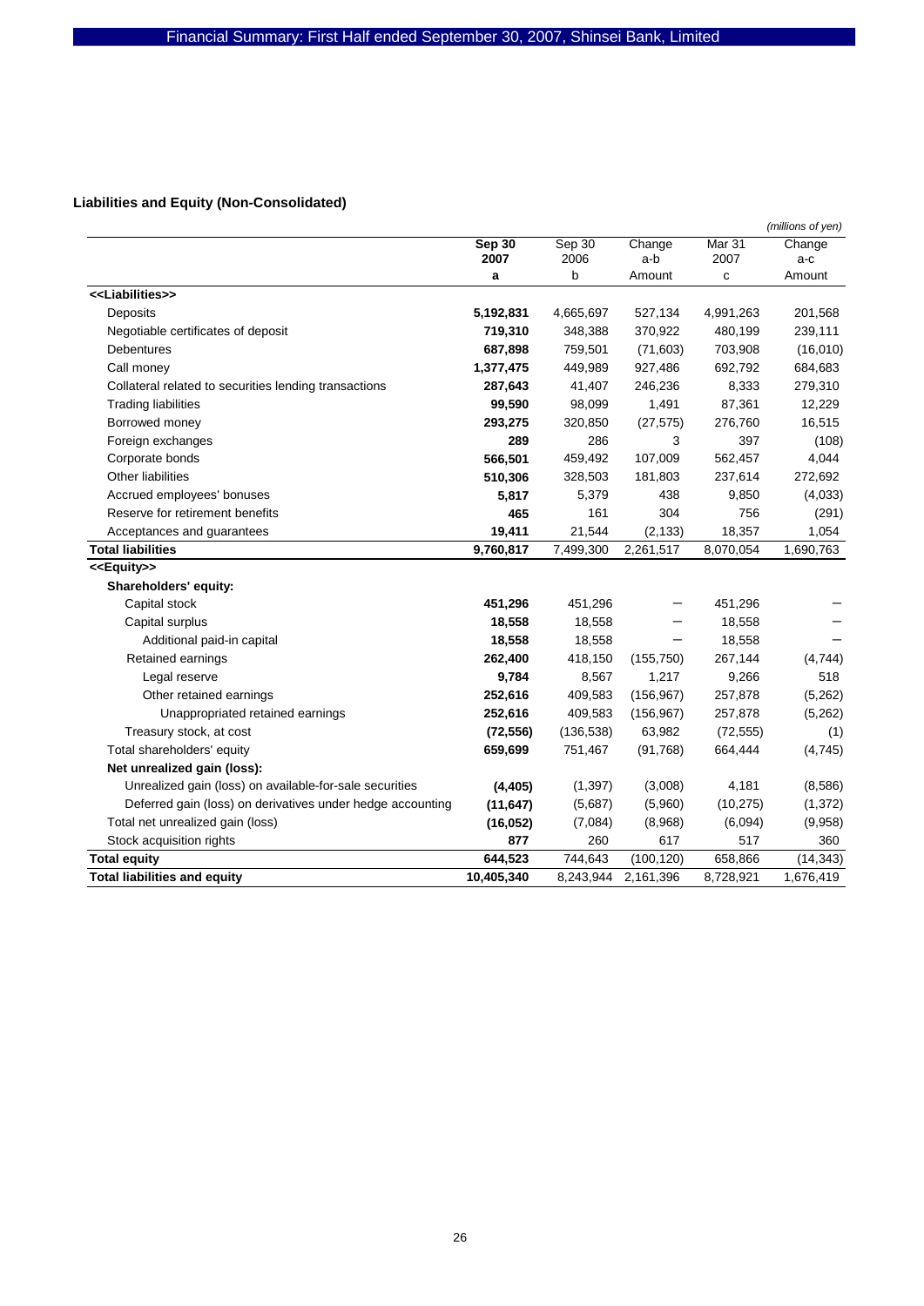## Liabilities and Equity (Non-Consolidated)

*(millions of yen)*

| | Sep 30 2007 a | Sep 30 2006 b | Change a-b Amount | Mar 31 2007 c | Change a-c Amount |
|---|---|---|---|---|---|
| <<Liabilities>> | | | | | |
| Deposits | **5,192,831** | 4,665,697 | 527,134 | 4,991,263 | 201,568 |
| Negotiable certificates of deposit | **719,310** | 348,388 | 370,922 | 480,199 | 239,111 |
| Debentures | **687,898** | 759,501 | (71,603) | 703,908 | (16,010) |
| Call money | **1,377,475** | 449,989 | 927,486 | 692,792 | 684,683 |
| Collateral related to securities lending transactions | **287,643** | 41,407 | 246,236 | 8,333 | 279,310 |
| Trading liabilities | **99,590** | 98,099 | 1,491 | 87,361 | 12,229 |
| Borrowed money | **293,275** | 320,850 | (27,575) | 276,760 | 16,515 |
| Foreign exchanges | **289** | 286 | 3 | 397 | (108) |
| Corporate bonds | **566,501** | 459,492 | 107,009 | 562,457 | 4,044 |
| Other liabilities | **510,306** | 328,503 | 181,803 | 237,614 | 272,692 |
| Accrued employees' bonuses | **5,817** | 5,379 | 438 | 9,850 | (4,033) |
| Reserve for retirement benefits | **465** | 161 | 304 | 756 | (291) |
| Acceptances and guarantees | **19,411** | 21,544 | (2,133) | 18,357 | 1,054 |
| **Total liabilities** | **9,760,817** | 7,499,300 | 2,261,517 | 8,070,054 | 1,690,763 |
| <<Equity>> | | | | | |
| **Shareholders' equity:** | | | | | |
| Capital stock | **451,296** | 451,296 | — | 451,296 | — |
| Capital surplus | **18,558** | 18,558 | — | 18,558 | — |
| Additional paid-in capital | **18,558** | 18,558 | — | 18,558 | — |
| Retained earnings | **262,400** | 418,150 | (155,750) | 267,144 | (4,744) |
| Legal reserve | **9,784** | 8,567 | 1,217 | 9,266 | 518 |
| Other retained earnings | **252,616** | 409,583 | (156,967) | 257,878 | (5,262) |
| Unappropriated retained earnings | **252,616** | 409,583 | (156,967) | 257,878 | (5,262) |
| Treasury stock, at cost | **(72,556)** | (136,538) | 63,982 | (72,555) | (1) |
| Total shareholders' equity | **659,699** | 751,467 | (91,768) | 664,444 | (4,745) |
| **Net unrealized gain (loss):** | | | | | |
| Unrealized gain (loss) on available-for-sale securities | **(4,405)** | (1,397) | (3,008) | 4,181 | (8,586) |
| Deferred gain (loss) on derivatives under hedge accounting | **(11,647)** | (5,687) | (5,960) | (10,275) | (1,372) |
| Total net unrealized gain (loss) | **(16,052)** | (7,084) | (8,968) | (6,094) | (9,958) |
| Stock acquisition rights | **877** | 260 | 617 | 517 | 360 |
| **Total equity** | **644,523** | 744,643 | (100,120) | 658,866 | (14,343) |
| **Total liabilities and equity** | **10,405,340** | 8,243,944 | 2,161,396 | 8,728,921 | 1,676,419 |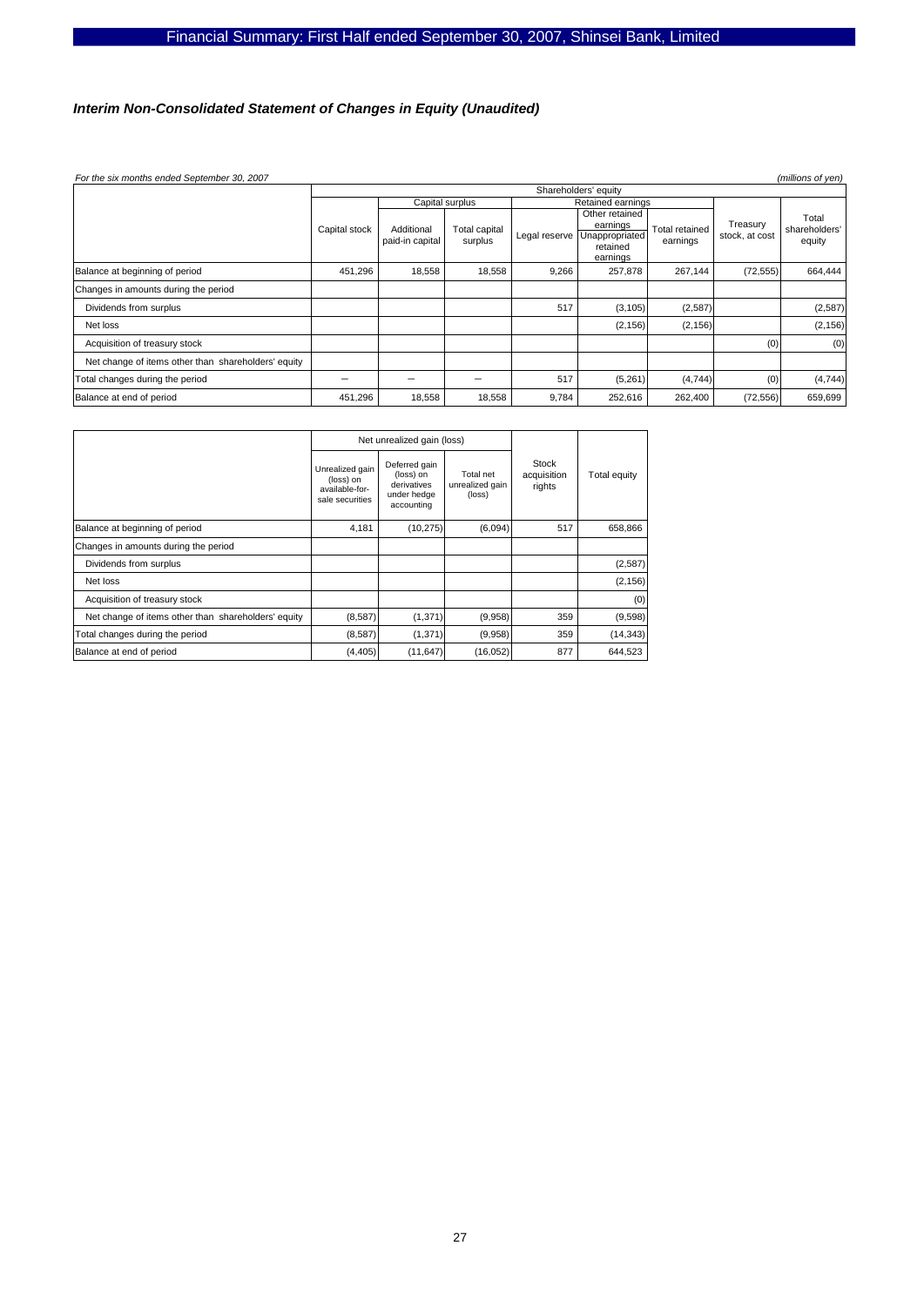### *Interim Non-Consolidated Statement of Changes in Equity (Unaudited)*

*For the six months ended September 30, 2007* *(millions of yen)*

| | Shareholders' equity | | | | | | | |
|---|---|---|---|---|---|---|---|---|
| | | Capital surplus | | Retained earnings | | | | |
| | Capital stock | Additional paid-in capital | Total capital surplus | Legal reserve | Other retained earnings Unappropriated retained earnings | Total retained earnings | Treasury stock, at cost | Total shareholders' equity |
| Balance at beginning of period | 451,296 | 18,558 | 18,558 | 9,266 | 257,878 | 267,144 | (72,555) | 664,444 |
| Changes in amounts during the period | | | | | | | | |
| Dividends from surplus | | | | 517 | (3,105) | (2,587) | | (2,587) |
| Net loss | | | | | (2,156) | (2,156) | | (2,156) |
| Acquisition of treasury stock | | | | | | | (0) | (0) |
| Net change of items other than shareholders' equity | | | | | | | | |
| Total changes during the period | − | − | − | 517 | (5,261) | (4,744) | (0) | (4,744) |
| Balance at end of period | 451,296 | 18,558 | 18,558 | 9,784 | 252,616 | 262,400 | (72,556) | 659,699 |

| | Net unrealized gain (loss) | | | | |
|---|---|---|---|---|---|
| | Unrealized gain (loss) on available-for-sale securities | Deferred gain (loss) on derivatives under hedge accounting | Total net unrealized gain (loss) | Stock acquisition rights | Total equity |
| Balance at beginning of period | 4,181 | (10,275) | (6,094) | 517 | 658,866 |
| Changes in amounts during the period | | | | | |
| Dividends from surplus | | | | | (2,587) |
| Net loss | | | | | (2,156) |
| Acquisition of treasury stock | | | | | (0) |
| Net change of items other than shareholders' equity | (8,587) | (1,371) | (9,958) | 359 | (9,598) |
| Total changes during the period | (8,587) | (1,371) | (9,958) | 359 | (14,343) |
| Balance at end of period | (4,405) | (11,647) | (16,052) | 877 | 644,523 |